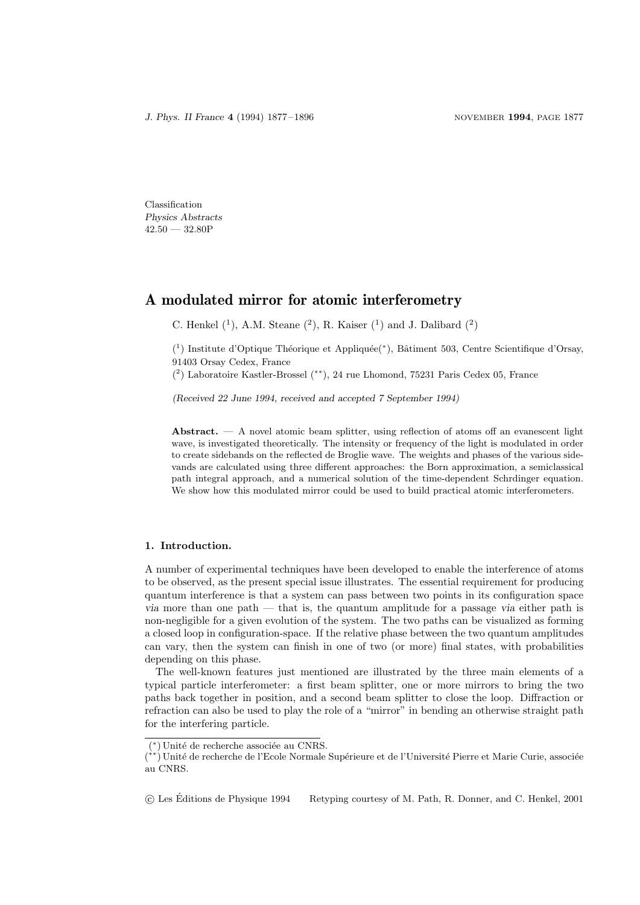Classification
*Physics Abstracts*
42.50 — 32.80P

# A modulated mirror for atomic interferometry

C. Henkel [1], A.M. Steane [2], R. Kaiser [1] and J. Dalibard [2]

[1] Institute d'Optique Théorique et Appliquée(*), Bâtiment 503, Centre Scientifique d'Orsay, 91403 Orsay Cedex, France
[2] Laboratoire Kastler-Brossel (**), 24 rue Lhomond, 75231 Paris Cedex 05, France

*(Received 22 June 1994, received and accepted 7 September 1994)*

**Abstract.** — A novel atomic beam splitter, using reflection of atoms off an evanescent light wave, is investigated theoretically. The intensity or frequency of the light is modulated in order to create sidebands on the reflected de Broglie wave. The weights and phases of the various sidevands are calculated using three different approaches: the Born approximation, a semiclassical path integral approach, and a numerical solution of the time-dependent Schrdinger equation. We show how this modulated mirror could be used to build practical atomic interferometers.

## 1. Introduction.

A number of experimental techniques have been developed to enable the interference of atoms to be observed, as the present special issue illustrates. The essential requirement for producing quantum interference is that a system can pass between two points in its configuration space *via* more than one path — that is, the quantum amplitude for a passage *via* either path is non-negligible for a given evolution of the system. The two paths can be visualized as forming a closed loop in configuration-space. If the relative phase between the two quantum amplitudes can vary, then the system can finish in one of two (or more) final states, with probabilities depending on this phase.

The well-known features just mentioned are illustrated by the three main elements of a typical particle interferometer: a first beam splitter, one or more mirrors to bring the two paths back together in position, and a second beam splitter to close the loop. Diffraction or refraction can also be used to play the role of a "mirror" in bending an otherwise straight path for the interfering particle.

(*) Unité de recherche associée au CNRS.
(**) Unité de recherche de l'Ecole Normale Supérieure et de l'Université Pierre et Marie Curie, associée au CNRS.

© Les Éditions de Physique 1994 Retyping courtesy of M. Path, R. Donner, and C. Henkel, 2001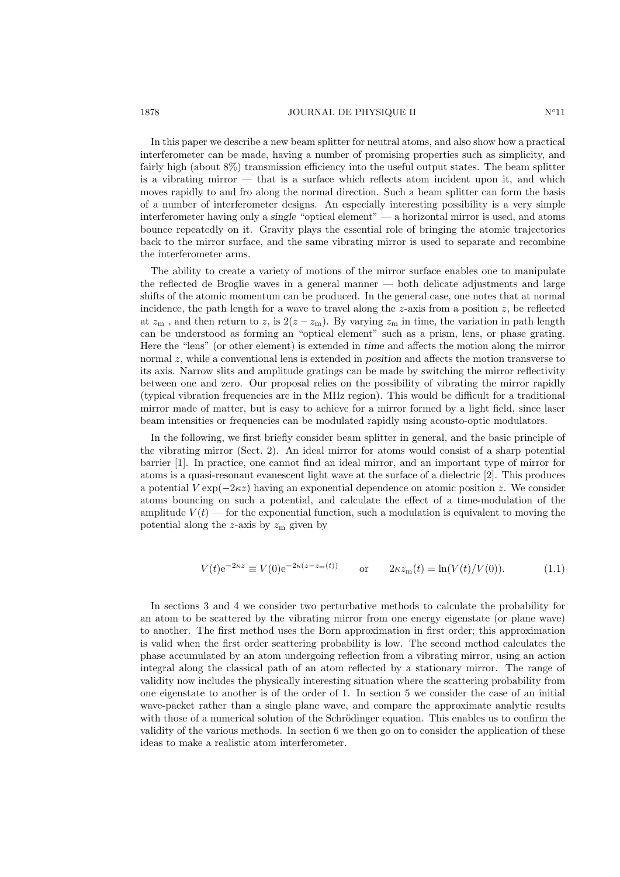In this paper we describe a new beam splitter for neutral atoms, and also show how a practical interferometer can be made, having a number of promising properties such as simplicity, and fairly high (about 8%) transmission efficiency into the useful output states. The beam splitter is a vibrating mirror — that is a surface which reflects atom incident upon it, and which moves rapidly to and fro along the normal direction. Such a beam splitter can form the basis of a number of interferometer designs. An especially interesting possibility is a very simple interferometer having only a *single* "optical element" — a horizontal mirror is used, and atoms bounce repeatedly on it. Gravity plays the essential role of bringing the atomic trajectories back to the mirror surface, and the same vibrating mirror is used to separate and recombine the interferometer arms.

The ability to create a variety of motions of the mirror surface enables one to manipulate the reflected de Broglie waves in a general manner — both delicate adjustments and large shifts of the atomic momentum can be produced. In the general case, one notes that at normal incidence, the path length for a wave to travel along the $z$-axis from a position $z$, be reflected at $z_{\mathrm{m}}$ , and then return to $z$, is $2(z - z_{\mathrm{m}})$. By varying $z_{\mathrm{m}}$ in time, the variation in path length can be understood as forming an "optical element" such as a prism, lens, or phase grating. Here the "lens" (or other element) is extended in *time* and affects the motion along the mirror normal $z$, while a conventional lens is extended in *position* and affects the motion transverse to its axis. Narrow slits and amplitude gratings can be made by switching the mirror reflectivity between one and zero. Our proposal relies on the possibility of vibrating the mirror rapidly (typical vibration frequencies are in the MHz region). This would be difficult for a traditional mirror made of matter, but is easy to achieve for a mirror formed by a light field, since laser beam intensities or frequencies can be modulated rapidly using acousto-optic modulators.

In the following, we first briefly consider beam splitter in general, and the basic principle of the vibrating mirror (Sect. 2). An ideal mirror for atoms would consist of a sharp potential barrier [1]. In practice, one cannot find an ideal mirror, and an important type of mirror for atoms is a quasi-resonant evanescent light wave at the surface of a dielectric [2]. This produces a potential $V \exp(-2\kappa z)$ having an exponential dependence on atomic position $z$. We consider atoms bouncing on such a potential, and calculate the effect of a time-modulation of the amplitude $V(t)$ — for the exponential function, such a modulation is equivalent to moving the potential along the $z$-axis by $z_{\mathrm{m}}$ given by

$$V(t)\mathrm{e}^{-2\kappa z} \equiv V(0)\mathrm{e}^{-2\kappa(z-z_{\mathrm{m}}(t))} \qquad \text{or} \qquad 2\kappa z_{\mathrm{m}}(t) = \ln(V(t)/V(0)). \tag{1.1}$$

In sections 3 and 4 we consider two perturbative methods to calculate the probability for an atom to be scattered by the vibrating mirror from one energy eigenstate (or plane wave) to another. The first method uses the Born approximation in first order; this approximation is valid when the first order scattering probability is low. The second method calculates the phase accumulated by an atom undergoing reflection from a vibrating mirror, using an action integral along the classical path of an atom reflected by a stationary mirror. The range of validity now includes the physically interesting situation where the scattering probability from one eigenstate to another is of the order of 1. In section 5 we consider the case of an initial wave-packet rather than a single plane wave, and compare the approximate analytic results with those of a numerical solution of the Schrödinger equation. This enables us to confirm the validity of the various methods. In section 6 we then go on to consider the application of these ideas to make a realistic atom interferometer.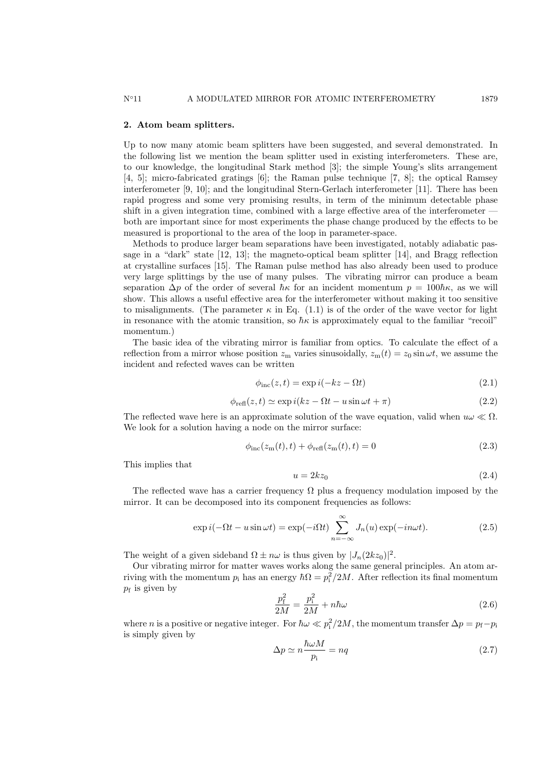## 2. Atom beam splitters.

Up to now many atomic beam splitters have been suggested, and several demonstrated. In the following list we mention the beam splitter used in existing interferometers. These are, to our knowledge, the longitudinal Stark method [3]; the simple Young's slits arrangement [4, 5]; micro-fabricated gratings [6]; the Raman pulse technique [7, 8]; the optical Ramsey interferometer [9, 10]; and the longitudinal Stern-Gerlach interferometer [11]. There has been rapid progress and some very promising results, in term of the minimum detectable phase shift in a given integration time, combined with a large effective area of the interferometer — both are important since for most experiments the phase change produced by the effects to be measured is proportional to the area of the loop in parameter-space.

Methods to produce larger beam separations have been investigated, notably adiabatic passage in a "dark" state [12, 13]; the magneto-optical beam splitter [14], and Bragg reflection at crystalline surfaces [15]. The Raman pulse method has also already been used to produce very large splittings by the use of many pulses. The vibrating mirror can produce a beam separation $\Delta p$ of the order of several $\hbar\kappa$ for an incident momentum $p = 100\hbar\kappa$, as we will show. This allows a useful effective area for the interferometer without making it too sensitive to misalignments. (The parameter $\kappa$ in Eq. (1.1) is of the order of the wave vector for light in resonance with the atomic transition, so $\hbar\kappa$ is approximately equal to the familiar "recoil" momentum.)

The basic idea of the vibrating mirror is familiar from optics. To calculate the effect of a reflection from a mirror whose position $z_{\rm m}$ varies sinusoidally, $z_{\rm m}(t) = z_0 \sin\omega t$, we assume the incident and refected waves can be written

$$\phi_{\rm inc}(z,t) = \exp i(-kz - \Omega t) \tag{2.1}$$

$$\phi_{\rm refl}(z,t) \simeq \exp i(kz - \Omega t - u\sin\omega t + \pi) \tag{2.2}$$

The reflected wave here is an approximate solution of the wave equation, valid when $u\omega \ll \Omega$. We look for a solution having a node on the mirror surface:

$$\phi_{\rm inc}(z_{\rm m}(t),t) + \phi_{\rm refl}(z_{\rm m}(t),t) = 0 \tag{2.3}$$

This implies that

$$u = 2kz_0 \tag{2.4}$$

The reflected wave has a carrier frequency $\Omega$ plus a frequency modulation imposed by the mirror. It can be decomposed into its component frequencies as follows:

$$\exp i(-\Omega t - u\sin\omega t) = \exp(-i\Omega t)\sum_{n=-\infty}^{\infty} J_n(u)\exp(-in\omega t). \tag{2.5}$$

The weight of a given sideband $\Omega \pm n\omega$ is thus given by $|J_n(2kz_0)|^2$.

Our vibrating mirror for matter waves works along the same general principles. An atom arriving with the momentum $p_{\rm i}$ has an energy $\hbar\Omega = p_{\rm i}^2/2M$. After reflection its final momentum $p_{\rm f}$ is given by

$$\frac{p_{\rm f}^2}{2M} = \frac{p_{\rm i}^2}{2M} + n\hbar\omega \tag{2.6}$$

where $n$ is a positive or negative integer. For $\hbar\omega \ll p_{\rm i}^2/2M$, the momentum transfer $\Delta p = p_{\rm f} - p_{\rm i}$ is simply given by

$$\Delta p \simeq n\frac{\hbar\omega M}{p_{\rm i}} = nq \tag{2.7}$$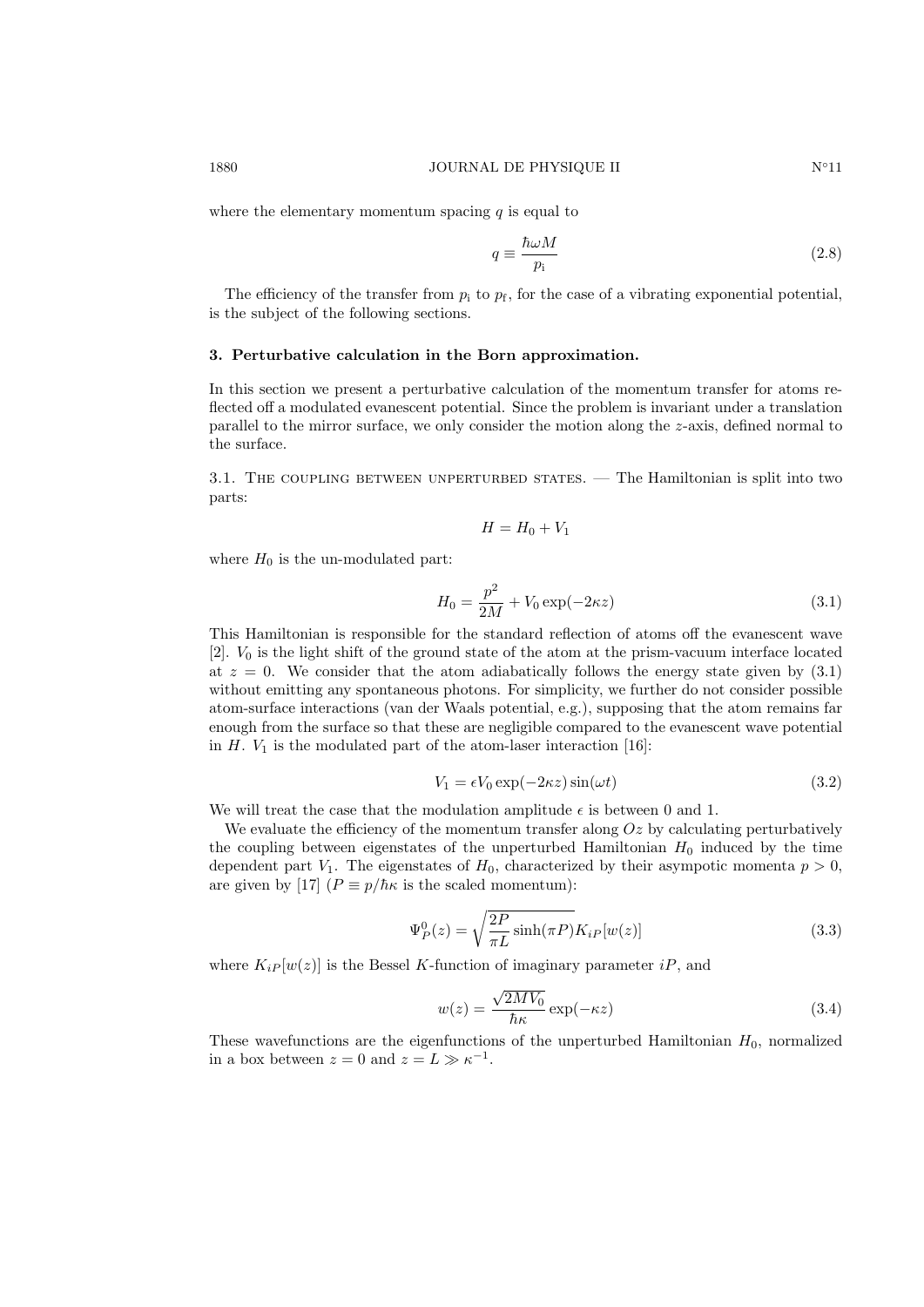where the elementary momentum spacing $q$ is equal to

$$q \equiv \frac{\hbar\omega M}{p_{\rm i}} \tag{2.8}$$

The efficiency of the transfer from $p_{\rm i}$ to $p_{\rm f}$, for the case of a vibrating exponential potential, is the subject of the following sections.

## 3. Perturbative calculation in the Born approximation.

In this section we present a perturbative calculation of the momentum transfer for atoms reflected off a modulated evanescent potential. Since the problem is invariant under a translation parallel to the mirror surface, we only consider the motion along the $z$-axis, defined normal to the surface.

### 3.1. The coupling between unperturbed states.

The Hamiltonian is split into two parts:

$$H = H_0 + V_1$$

where $H_0$ is the un-modulated part:

$$H_0 = \frac{p^2}{2M} + V_0 \exp(-2\kappa z) \tag{3.1}$$

This Hamiltonian is responsible for the standard reflection of atoms off the evanescent wave [2]. $V_0$ is the light shift of the ground state of the atom at the prism-vacuum interface located at $z = 0$. We consider that the atom adiabatically follows the energy state given by (3.1) without emitting any spontaneous photons. For simplicity, we further do not consider possible atom-surface interactions (van der Waals potential, e.g.), supposing that the atom remains far enough from the surface so that these are negligible compared to the evanescent wave potential in $H$. $V_1$ is the modulated part of the atom-laser interaction [16]:

$$V_1 = \epsilon V_0 \exp(-2\kappa z) \sin(\omega t) \tag{3.2}$$

We will treat the case that the modulation amplitude $\epsilon$ is between 0 and 1.

We evaluate the efficiency of the momentum transfer along $Oz$ by calculating perturbatively the coupling between eigenstates of the unperturbed Hamiltonian $H_0$ induced by the time dependent part $V_1$. The eigenstates of $H_0$, characterized by their asympotic momenta $p > 0$, are given by [17] ($P \equiv p/\hbar\kappa$ is the scaled momentum):

$$\Psi_P^0(z) = \sqrt{\frac{2P}{\pi L}\sinh(\pi P)}K_{iP}[w(z)] \tag{3.3}$$

where $K_{iP}[w(z)]$ is the Bessel $K$-function of imaginary parameter $iP$, and

$$w(z) = \frac{\sqrt{2MV_0}}{\hbar\kappa}\exp(-\kappa z) \tag{3.4}$$

These wavefunctions are the eigenfunctions of the unperturbed Hamiltonian $H_0$, normalized in a box between $z = 0$ and $z = L \gg \kappa^{-1}$.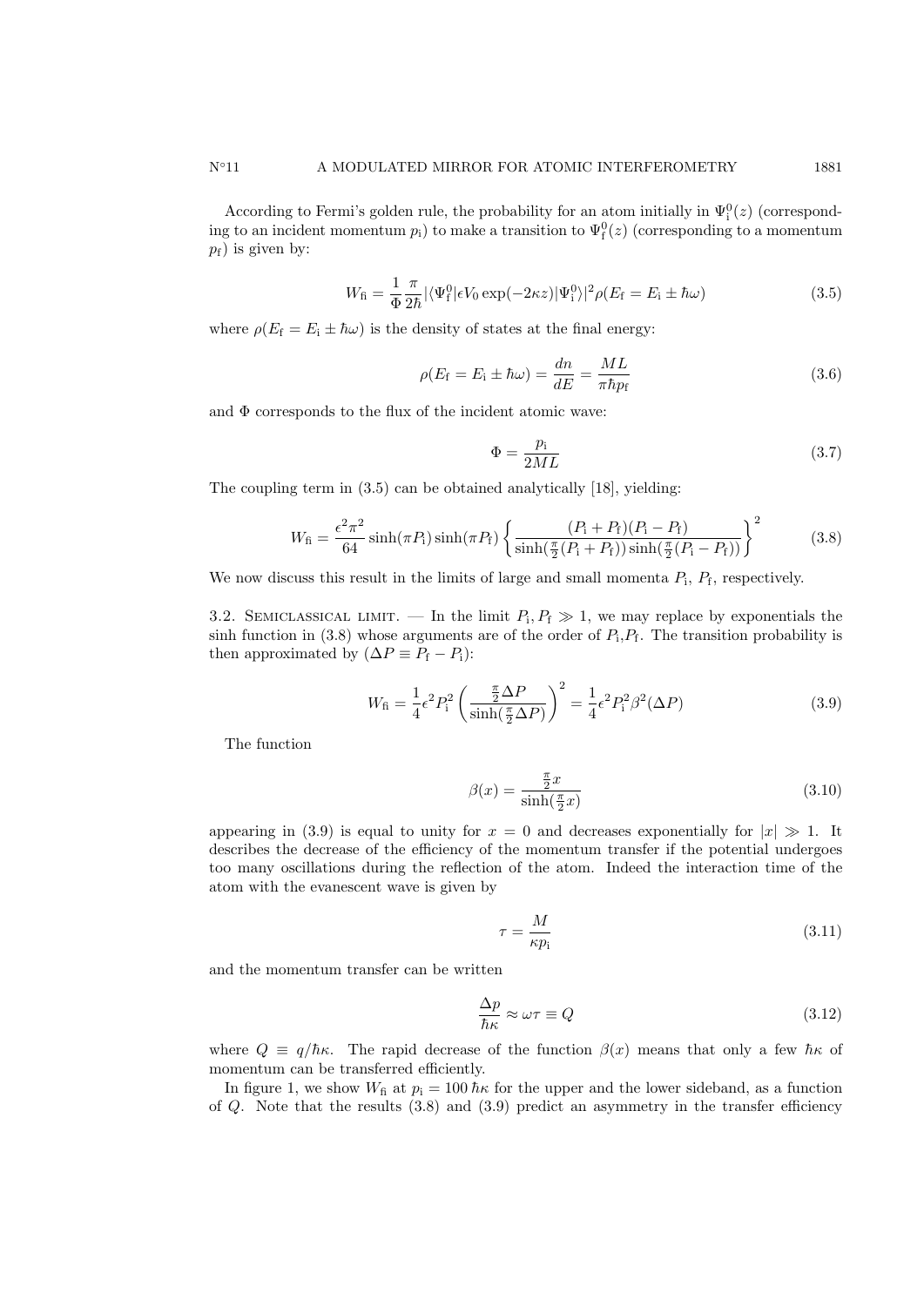According to Fermi's golden rule, the probability for an atom initially in $\Psi_\mathrm{i}^0(z)$ (corresponding to an incident momentum $p_\mathrm{i}$) to make a transition to $\Psi_\mathrm{f}^0(z)$ (corresponding to a momentum $p_\mathrm{f}$) is given by:

$$W_\mathrm{fi} = \frac{1}{\Phi}\frac{\pi}{2\hbar}|\langle\Psi_\mathrm{f}^0|\epsilon V_0 \exp(-2\kappa z)|\Psi_\mathrm{i}^0\rangle|^2 \rho(E_\mathrm{f} = E_\mathrm{i} \pm \hbar\omega) \tag{3.5}$$

where $\rho(E_\mathrm{f} = E_\mathrm{i} \pm \hbar\omega)$ is the density of states at the final energy:

$$\rho(E_\mathrm{f} = E_\mathrm{i} \pm \hbar\omega) = \frac{dn}{dE} = \frac{ML}{\pi\hbar p_\mathrm{f}} \tag{3.6}$$

and $\Phi$ corresponds to the flux of the incident atomic wave:

$$\Phi = \frac{p_\mathrm{i}}{2ML} \tag{3.7}$$

The coupling term in (3.5) can be obtained analytically [18], yielding:

$$W_\mathrm{fi} = \frac{\epsilon^2\pi^2}{64}\sinh(\pi P_\mathrm{i})\sinh(\pi P_\mathrm{f})\left\{\frac{(P_\mathrm{i}+P_\mathrm{f})(P_\mathrm{i}-P_\mathrm{f})}{\sinh(\frac{\pi}{2}(P_\mathrm{i}+P_\mathrm{f}))\sinh(\frac{\pi}{2}(P_\mathrm{i}-P_\mathrm{f}))}\right\}^2 \tag{3.8}$$

We now discuss this result in the limits of large and small momenta $P_\mathrm{i}$, $P_\mathrm{f}$, respectively.

3.2. Semiclassical limit. — In the limit $P_\mathrm{i}, P_\mathrm{f} \gg 1$, we may replace by exponentials the sinh function in (3.8) whose arguments are of the order of $P_\mathrm{i}$,$P_\mathrm{f}$. The transition probability is then approximated by ($\Delta P \equiv P_\mathrm{f} - P_\mathrm{i}$):

$$W_\mathrm{fi} = \frac{1}{4}\epsilon^2 P_\mathrm{i}^2\left(\frac{\frac{\pi}{2}\Delta P}{\sinh(\frac{\pi}{2}\Delta P)}\right)^2 = \frac{1}{4}\epsilon^2 P_\mathrm{i}^2\beta^2(\Delta P) \tag{3.9}$$

The function

$$\beta(x) = \frac{\frac{\pi}{2}x}{\sinh(\frac{\pi}{2}x)} \tag{3.10}$$

appearing in (3.9) is equal to unity for $x = 0$ and decreases exponentially for $|x| \gg 1$. It describes the decrease of the efficiency of the momentum transfer if the potential undergoes too many oscillations during the reflection of the atom. Indeed the interaction time of the atom with the evanescent wave is given by

$$\tau = \frac{M}{\kappa p_\mathrm{i}} \tag{3.11}$$

and the momentum transfer can be written

$$\frac{\Delta p}{\hbar\kappa} \approx \omega\tau \equiv Q \tag{3.12}$$

where $Q \equiv q/\hbar\kappa$. The rapid decrease of the function $\beta(x)$ means that only a few $\hbar\kappa$ of momentum can be transferred efficiently.

In figure 1, we show $W_\mathrm{fi}$ at $p_\mathrm{i} = 100\,\hbar\kappa$ for the upper and the lower sideband, as a function of $Q$. Note that the results (3.8) and (3.9) predict an asymmetry in the transfer efficiency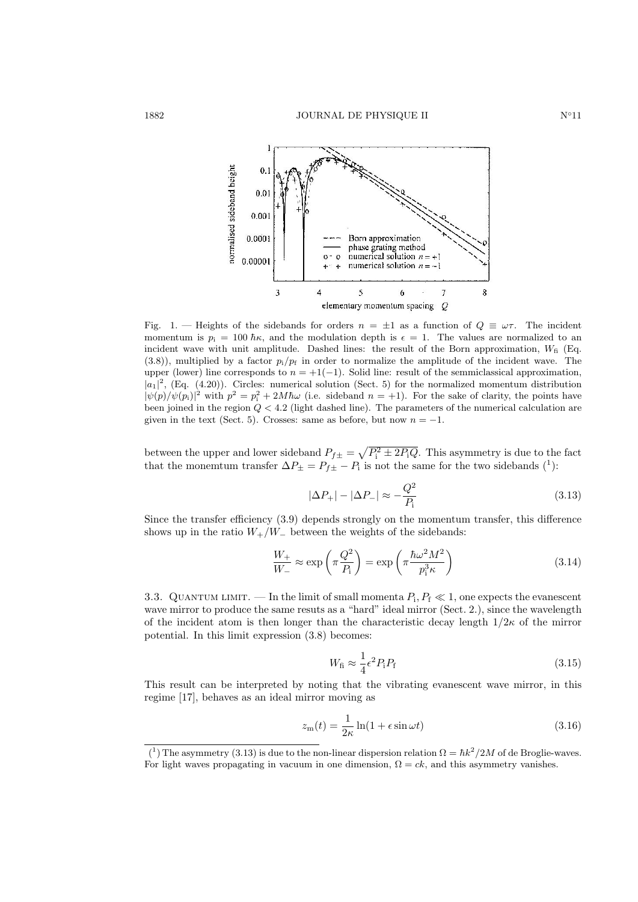Fig. 1. — Heights of the sidebands for orders $n = \pm 1$ as a function of $Q \equiv \omega\tau$. The incident momentum is $p_{\rm i} = 100\,\hbar\kappa$, and the modulation depth is $\epsilon = 1$. The values are normalized to an incident wave with unit amplitude. Dashed lines: the result of the Born approximation, $W_{\rm fi}$ (Eq. (3.8)), multiplied by a factor $p_{\rm i}/p_{\rm f}$ in order to normalize the amplitude of the incident wave. The upper (lower) line corresponds to $n = +1(-1)$. Solid line: result of the semmiclassical approximation, $|a_1|^2$, (Eq. (4.20)). Circles: numerical solution (Sect. 5) for the normalized momentum distribution $|\psi(p)/\psi(p_{\rm i})|^2$ with $p^2 = p_{\rm i}^2 + 2M\hbar\omega$ (i.e. sideband $n = +1$). For the sake of clarity, the points have been joined in the region $Q < 4.2$ (light dashed line). The parameters of the numerical calculation are given in the text (Sect. 5). Crosses: same as before, but now $n = -1$.

between the upper and lower sideband $P_{f\pm} = \sqrt{P_{\rm i}^2 \pm 2P_{\rm i}Q}$. This asymmetry is due to the fact that the monemtum transfer $\Delta P_{\pm} = P_{f\pm} - P_{\rm i}$ is not the same for the two sidebands [1]:

$$|\Delta P_+| - |\Delta P_-| \approx -\frac{Q^2}{P_{\rm i}} \tag{3.13}$$

Since the transfer efficiency (3.9) depends strongly on the momentum transfer, this difference shows up in the ratio $W_+/W_-$ between the weights of the sidebands:

$$\frac{W_+}{W_-} \approx \exp\left(\pi \frac{Q^2}{P_{\rm i}}\right) = \exp\left(\pi \frac{\hbar\omega^2 M^2}{p_{\rm i}^3 \kappa}\right) \tag{3.14}$$

3.3. Quantum limit. — In the limit of small momenta $P_{\rm i}, P_{\rm f} \ll 1$, one expects the evanescent wave mirror to produce the same resuts as a "hard" ideal mirror (Sect. 2.), since the wavelength of the incident atom is then longer than the characteristic decay length $1/2\kappa$ of the mirror potential. In this limit expression (3.8) becomes:

$$W_{\rm fi} \approx \frac{1}{4}\epsilon^2 P_{\rm i} P_{\rm f} \tag{3.15}$$

This result can be interpreted by noting that the vibrating evanescent wave mirror, in this regime [17], behaves as an ideal mirror moving as

$$z_{\rm m}(t) = \frac{1}{2\kappa} \ln(1 + \epsilon \sin\omega t) \tag{3.16}$$

[1] The asymmetry (3.13) is due to the non-linear dispersion relation $\Omega = \hbar k^2/2M$ of de Broglie-waves. For light waves propagating in vacuum in one dimension, $\Omega = ck$, and this asymmetry vanishes.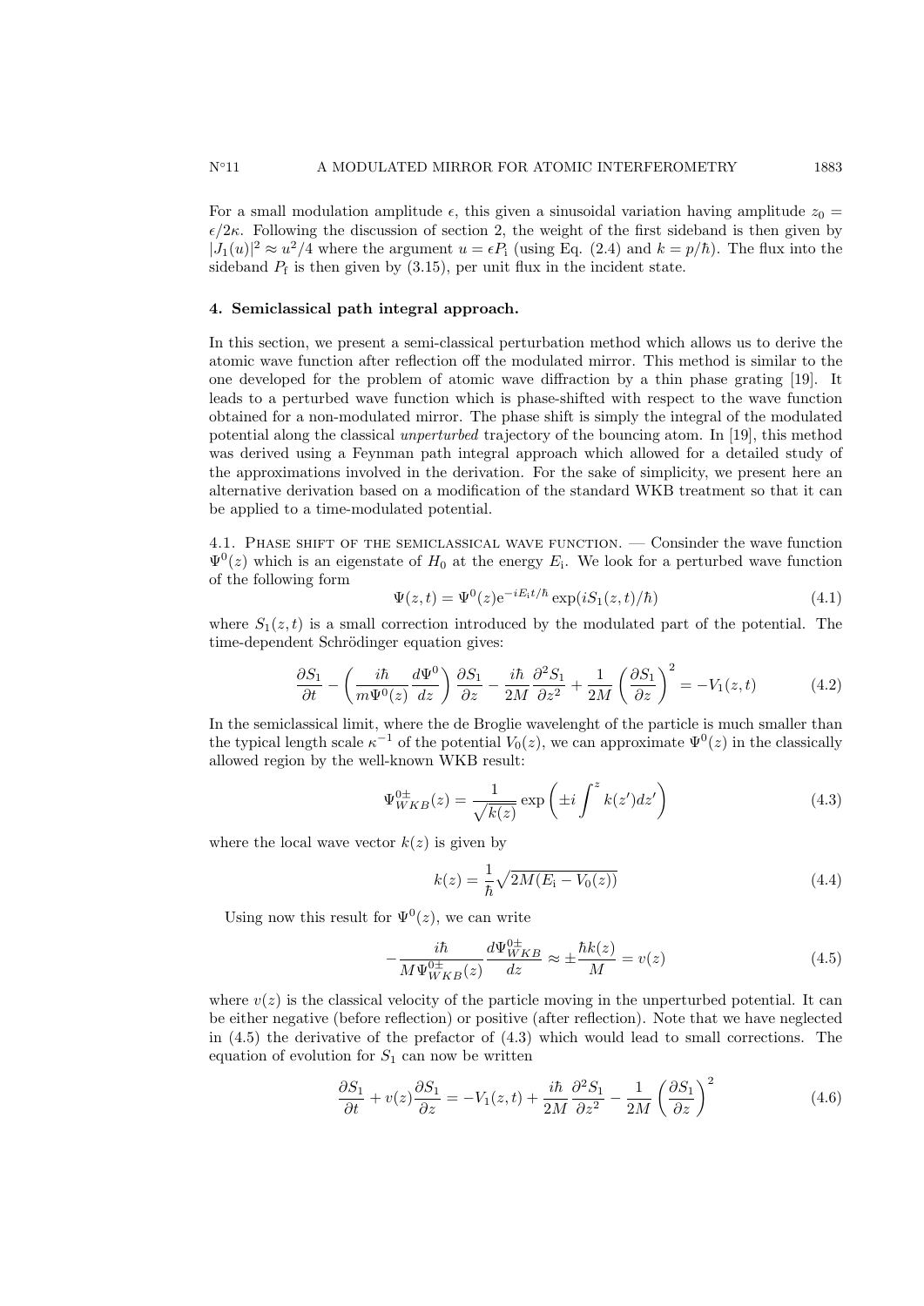For a small modulation amplitude $\epsilon$, this given a sinusoidal variation having amplitude $z_0 = \epsilon/2\kappa$. Following the discussion of section 2, the weight of the first sideband is then given by $|J_1(u)|^2 \approx u^2/4$ where the argument $u = \epsilon P_\mathrm{i}$ (using Eq. (2.4) and $k = p/\hbar$). The flux into the sideband $P_\mathrm{f}$ is then given by (3.15), per unit flux in the incident state.

## 4. Semiclassical path integral approach.

In this section, we present a semi-classical perturbation method which allows us to derive the atomic wave function after reflection off the modulated mirror. This method is similar to the one developed for the problem of atomic wave diffraction by a thin phase grating [19]. It leads to a perturbed wave function which is phase-shifted with respect to the wave function obtained for a non-modulated mirror. The phase shift is simply the integral of the modulated potential along the classical *unperturbed* trajectory of the bouncing atom. In [19], this method was derived using a Feynman path integral approach which allowed for a detailed study of the approximations involved in the derivation. For the sake of simplicity, we present here an alternative derivation based on a modification of the standard WKB treatment so that it can be applied to a time-modulated potential.

### 4.1. Phase shift of the semiclassical wave function.

— Consinder the wave function $\Psi^0(z)$ which is an eigenstate of $H_0$ at the energy $E_\mathrm{i}$. We look for a perturbed wave function of the following form

$$\Psi(z,t) = \Psi^0(z)\mathrm{e}^{-iE_\mathrm{i}t/\hbar}\exp(iS_1(z,t)/\hbar) \tag{4.1}$$

where $S_1(z,t)$ is a small correction introduced by the modulated part of the potential. The time-dependent Schrödinger equation gives:

$$\frac{\partial S_1}{\partial t} - \left(\frac{i\hbar}{m\Psi^0(z)}\frac{d\Psi^0}{dz}\right)\frac{\partial S_1}{\partial z} - \frac{i\hbar}{2M}\frac{\partial^2 S_1}{\partial z^2} + \frac{1}{2M}\left(\frac{\partial S_1}{\partial z}\right)^2 = -V_1(z,t) \tag{4.2}$$

In the semiclassical limit, where the the de Broglie wavelenght of the particle is much smaller than the typical length scale $\kappa^{-1}$ of the potential $V_0(z)$, we can approximate $\Psi^0(z)$ in the classically allowed region by the well-known WKB result:

$$\Psi^{0\pm}_{WKB}(z) = \frac{1}{\sqrt{k(z)}}\exp\left(\pm i\int^z k(z')dz'\right) \tag{4.3}$$

where the local wave vector $k(z)$ is given by

$$k(z) = \frac{1}{\hbar}\sqrt{2M(E_\mathrm{i} - V_0(z))} \tag{4.4}$$

Using now this result for $\Psi^0(z)$, we can write

$$-\frac{i\hbar}{M\Psi^{0\pm}_{WKB}(z)}\frac{d\Psi^{0\pm}_{WKB}}{dz} \approx \pm\frac{\hbar k(z)}{M} = v(z) \tag{4.5}$$

where $v(z)$ is the classical velocity of the particle moving in the unperturbed potential. It can be either negative (before reflection) or positive (after reflection). Note that we have neglected in (4.5) the derivative of the prefactor of (4.3) which would lead to small corrections. The equation of evolution for $S_1$ can now be written

$$\frac{\partial S_1}{\partial t} + v(z)\frac{\partial S_1}{\partial z} = -V_1(z,t) + \frac{i\hbar}{2M}\frac{\partial^2 S_1}{\partial z^2} - \frac{1}{2M}\left(\frac{\partial S_1}{\partial z}\right)^2 \tag{4.6}$$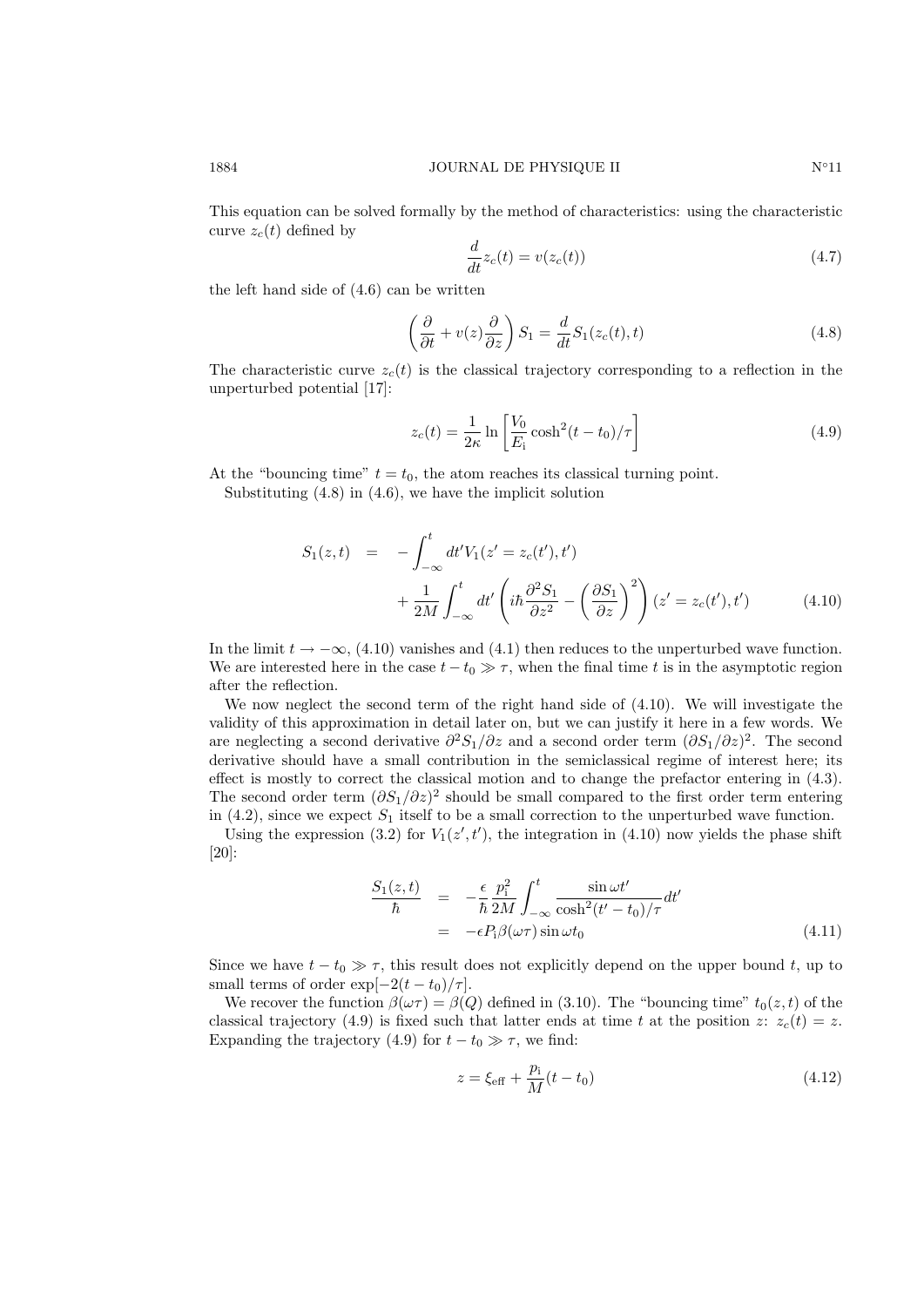This equation can be solved formally by the method of characteristics: using the characteristic curve $z_c(t)$ defined by

$$\frac{d}{dt} z_c(t) = v(z_c(t)) \tag{4.7}$$

the left hand side of (4.6) can be written

$$\left( \frac{\partial}{\partial t} + v(z) \frac{\partial}{\partial z} \right) S_1 = \frac{d}{dt} S_1(z_c(t), t) \tag{4.8}$$

The characteristic curve $z_c(t)$ is the classical trajectory corresponding to a reflection in the unperturbed potential [17]:

$$z_c(t) = \frac{1}{2\kappa} \ln \left[ \frac{V_0}{E_\mathrm{i}} \cosh^2 (t - t_0)/\tau \right] \tag{4.9}$$

At the "bouncing time" $t = t_0$, the atom reaches its classical turning point.

Substituting (4.8) in (4.6), we have the implicit solution

$$\begin{aligned} S_1(z, t) \;\; = \;\; & - \int_{-\infty}^{t} dt' V_1(z' = z_c(t'), t') \\ & + \frac{1}{2M} \int_{-\infty}^{t} dt' \left( i\hbar \frac{\partial^2 S_1}{\partial z^2} - \left( \frac{\partial S_1}{\partial z} \right)^2 \right) (z' = z_c(t'), t') \end{aligned} \tag{4.10}$$

In the limit $t \to -\infty$, (4.10) vanishes and (4.1) then reduces to the unperturbed wave function. We are interested here in the case $t - t_0 \gg \tau$, when the final time $t$ is in the asymptotic region after the reflection.

We now neglect the second term of the right hand side of (4.10). We will investigate the validity of this approximation in detail later on, but we can justify it here in a few words. We are neglecting a second derivative $\partial^2 S_1 / \partial z$ and a second order term $(\partial S_1 / \partial z)^2$. The second derivative should have a small contribution in the semiclassical regime of interest here; its effect is mostly to correct the classical motion and to change the prefactor entering in (4.3). The second order term $(\partial S_1 / \partial z)^2$ should be small compared to the first order term entering in (4.2), since we expect $S_1$ itself to be a small correction to the unperturbed wave function.

Using the expression (3.2) for $V_1(z', t')$, the integration in (4.10) now yields the phase shift [20]:

$$\begin{aligned} \frac{S_1(z, t)}{\hbar} \;\; & = \;\; - \frac{\epsilon}{\hbar} \frac{p_\mathrm{i}^2}{2M} \int_{-\infty}^{t} \frac{\sin \omega t'}{\cosh^2 (t' - t_0)/\tau} dt' \\ & = \;\; - \epsilon P_\mathrm{i} \beta(\omega \tau) \sin \omega t_0 \end{aligned} \tag{4.11}$$

Since we have $t - t_0 \gg \tau$, this result does not explicitly depend on the upper bound $t$, up to small terms of order $\exp[-2(t - t_0)/\tau]$.

We recover the function $\beta(\omega \tau) = \beta(Q)$ defined in (3.10). The "bouncing time" $t_0(z, t)$ of the classical trajectory (4.9) is fixed such that latter ends at time $t$ at the position $z$: $z_c(t) = z$. Expanding the trajectory (4.9) for $t - t_0 \gg \tau$, we find:

$$z = \xi_\mathrm{eff} + \frac{p_\mathrm{i}}{M} (t - t_0) \tag{4.12}$$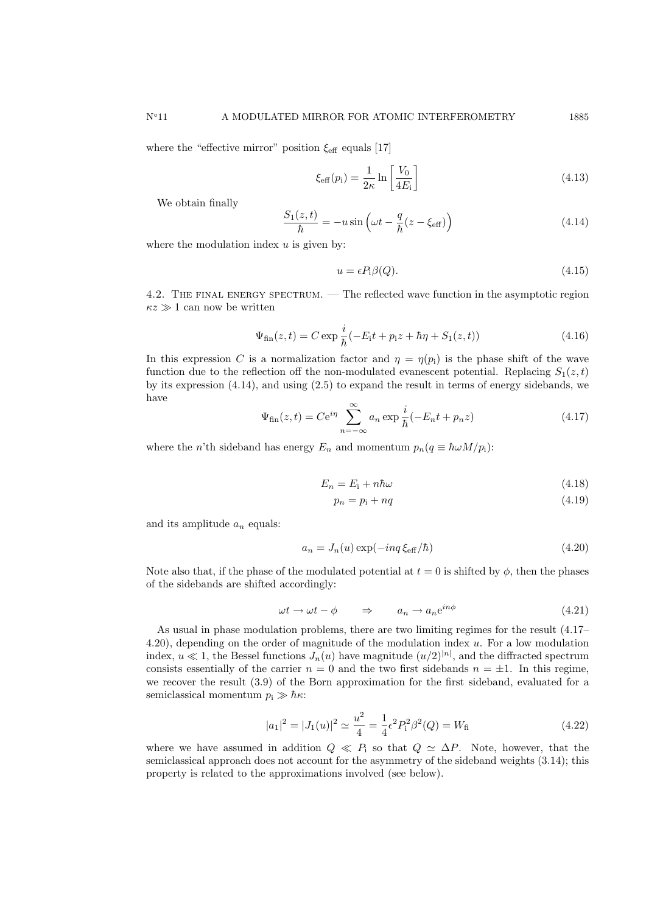where the "effective mirror" position $\xi_{\rm eff}$ equals [17]

$$\xi_{\rm eff}(p_{\rm i}) = \frac{1}{2\kappa} \ln \left[ \frac{V_0}{4E_{\rm i}} \right] \tag{4.13}$$

We obtain finally

$$\frac{S_1(z,t)}{\hbar} = -u \sin \left( \omega t - \frac{q}{\hbar}(z - \xi_{\rm eff}) \right) \tag{4.14}$$

where the modulation index $u$ is given by:

$$u = \epsilon P_{\rm i} \beta(Q). \tag{4.15}$$

4.2. The final energy spectrum. — The reflected wave function in the asymptotic region $\kappa z \gg 1$ can now be written

$$\Psi_{\rm fin}(z,t) = C \exp \frac{i}{\hbar}(-E_{\rm i} t + p_{\rm i} z + \hbar \eta + S_1(z,t)) \tag{4.16}$$

In this expression $C$ is a normalization factor and $\eta = \eta(p_{\rm i})$ is the phase shift of the wave function due to the reflection off the non-modulated evanescent potential. Replacing $S_1(z,t)$ by its expression (4.14), and using (2.5) to expand the result in terms of energy sidebands, we have

$$\Psi_{\rm fin}(z,t) = C {\rm e}^{i\eta} \sum_{n=-\infty}^{\infty} a_n \exp \frac{i}{\hbar}(-E_n t + p_n z) \tag{4.17}$$

where the $n$'th sideband has energy $E_n$ and momentum $p_n (q \equiv \hbar \omega M / p_{\rm i})$:

$$E_n = E_{\rm i} + n \hbar \omega \tag{4.18}$$

$$p_n = p_{\rm i} + nq \tag{4.19}$$

and its amplitude $a_n$ equals:

$$a_n = J_n(u) \exp(-inq\, \xi_{\rm eff} / \hbar) \tag{4.20}$$

Note also that, if the phase of the modulated potential at $t = 0$ is shifted by $\phi$, then the phases of the sidebands are shifted accordingly:

$$\omega t \to \omega t - \phi \qquad \Rightarrow \qquad a_n \to a_n {\rm e}^{in\phi} \tag{4.21}$$

As usual in phase modulation problems, there are two limiting regimes for the result (4.17–4.20), depending on the order of magnitude of the modulation index $u$. For a low modulation index, $u \ll 1$, the Bessel functions $J_n(u)$ have magnitude $(u/2)^{|n|}$, and the diffracted spectrum consists essentially of the carrier $n = 0$ and the two first sidebands $n = \pm 1$. In this regime, we recover the result (3.9) of the Born approximation for the first sideband, evaluated for a semiclassical momentum $p_{\rm i} \gg \hbar \kappa$:

$$|a_1|^2 = |J_1(u)|^2 \simeq \frac{u^2}{4} = \frac{1}{4} \epsilon^2 P_{\rm i}^2 \beta^2(Q) = W_{\rm fi} \tag{4.22}$$

where we have assumed in addition $Q \ll P_{\rm i}$ so that $Q \simeq \Delta P$. Note, however, that the semiclassical approach does not account for the asymmetry of the sideband weights (3.14); this property is related to the approximations involved (see below).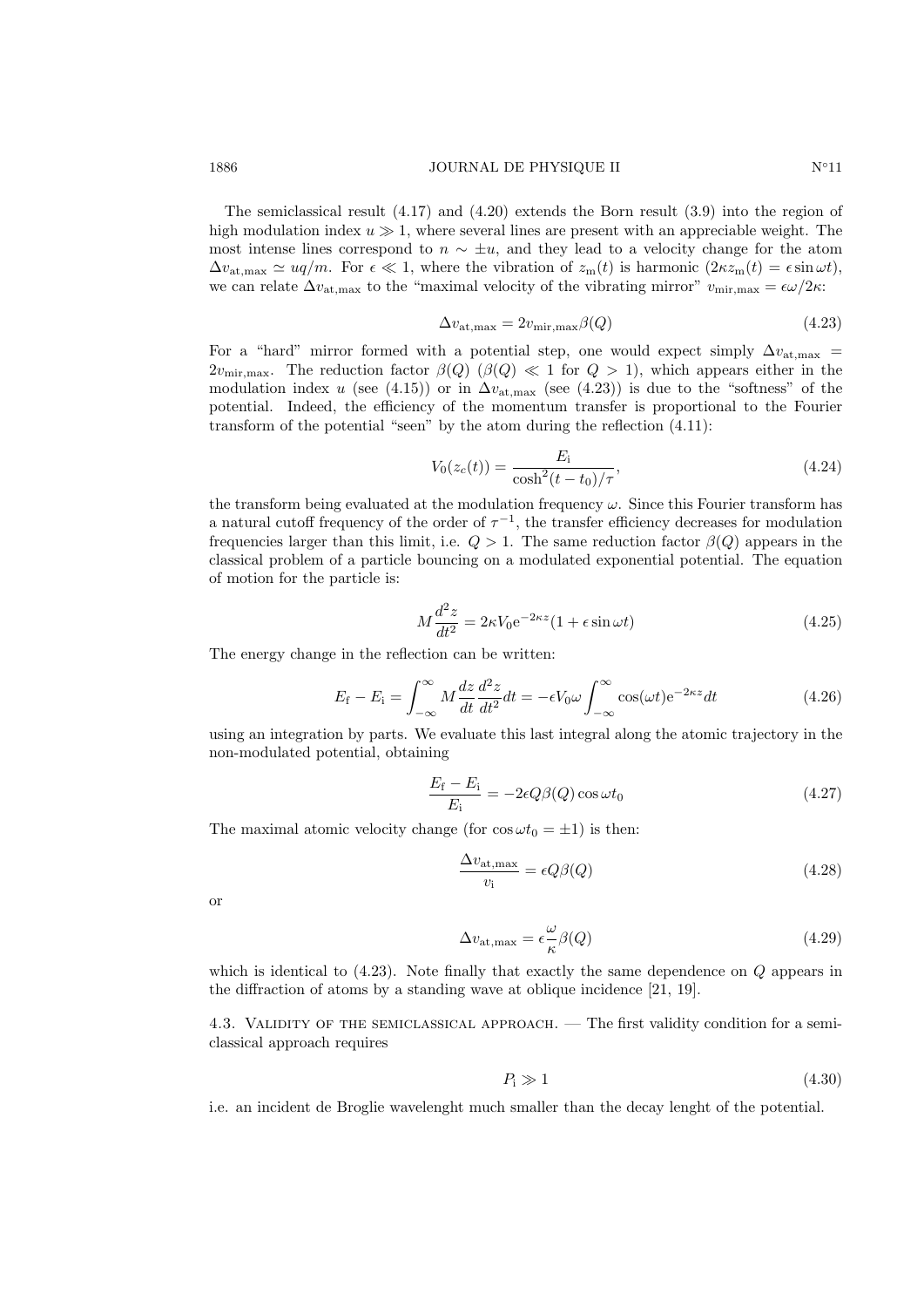The semiclassical result (4.17) and (4.20) extends the Born result (3.9) into the region of high modulation index $u \gg 1$, where several lines are present with an appreciable weight. The most intense lines correspond to $n \sim \pm u$, and they lead to a velocity change for the atom $\Delta v_{\text{at,max}} \simeq uq/m$. For $\epsilon \ll 1$, where the vibration of $z_{\text{m}}(t)$ is harmonic ($2\kappa z_{\text{m}}(t) = \epsilon \sin \omega t$), we can relate $\Delta v_{\text{at,max}}$ to the "maximal velocity of the vibrating mirror" $v_{\text{mir,max}} = \epsilon\omega/2\kappa$:

$$\Delta v_{\text{at,max}} = 2 v_{\text{mir,max}} \beta(Q) \tag{4.23}$$

For a "hard" mirror formed with a potential step, one would expect simply $\Delta v_{\text{at,max}} = 2v_{\text{mir,max}}$. The reduction factor $\beta(Q)$ ($\beta(Q) \ll 1$ for $Q > 1$), which appears either in the modulation index $u$ (see (4.15)) or in $\Delta v_{\text{at,max}}$ (see (4.23)) is due to the "softness" of the potential. Indeed, the efficiency of the momentum transfer is proportional to the Fourier transform of the potential "seen" by the atom during the reflection (4.11):

$$V_0(z_{\text{c}}(t)) = \frac{E_{\text{i}}}{\cosh^2(t - t_0)/\tau}, \tag{4.24}$$

the transform being evaluated at the modulation frequency $\omega$. Since this Fourier transform has a natural cutoff frequency of the order of $\tau^{-1}$, the transfer efficiency decreases for modulation frequencies larger than this limit, i.e. $Q > 1$. The same reduction factor $\beta(Q)$ appears in the classical problem of a particle bouncing on a modulated exponential potential. The equation of motion for the particle is:

$$M \frac{d^2 z}{dt^2} = 2\kappa V_0 \mathrm{e}^{-2\kappa z}(1 + \epsilon \sin \omega t) \tag{4.25}$$

The energy change in the reflection can be written:

$$E_{\text{f}} - E_{\text{i}} = \int_{-\infty}^{\infty} M \frac{dz}{dt}\frac{d^2 z}{dt^2} dt = -\epsilon V_0 \omega \int_{-\infty}^{\infty} \cos(\omega t) \mathrm{e}^{-2\kappa z} dt \tag{4.26}$$

using an integration by parts. We evaluate this last integral along the atomic trajectory in the non-modulated potential, obtaining

$$\frac{E_{\text{f}} - E_{\text{i}}}{E_{\text{i}}} = -2\epsilon Q \beta(Q) \cos \omega t_0 \tag{4.27}$$

The maximal atomic velocity change (for $\cos \omega t_0 = \pm 1$) is then:

$$\frac{\Delta v_{\text{at,max}}}{v_{\text{i}}} = \epsilon Q \beta(Q) \tag{4.28}$$

or

$$\Delta v_{\text{at,max}} = \epsilon \frac{\omega}{\kappa} \beta(Q) \tag{4.29}$$

which is identical to (4.23). Note finally that exactly the same dependence on $Q$ appears in the diffraction of atoms by a standing wave at oblique incidence [21, 19].

4.3. Validity of the semiclassical approach. — The first validity condition for a semiclassical approach requires

$$P_{\text{i}} \gg 1 \tag{4.30}$$

i.e. an incident de Broglie wavelenght much smaller than the decay lenght of the potential.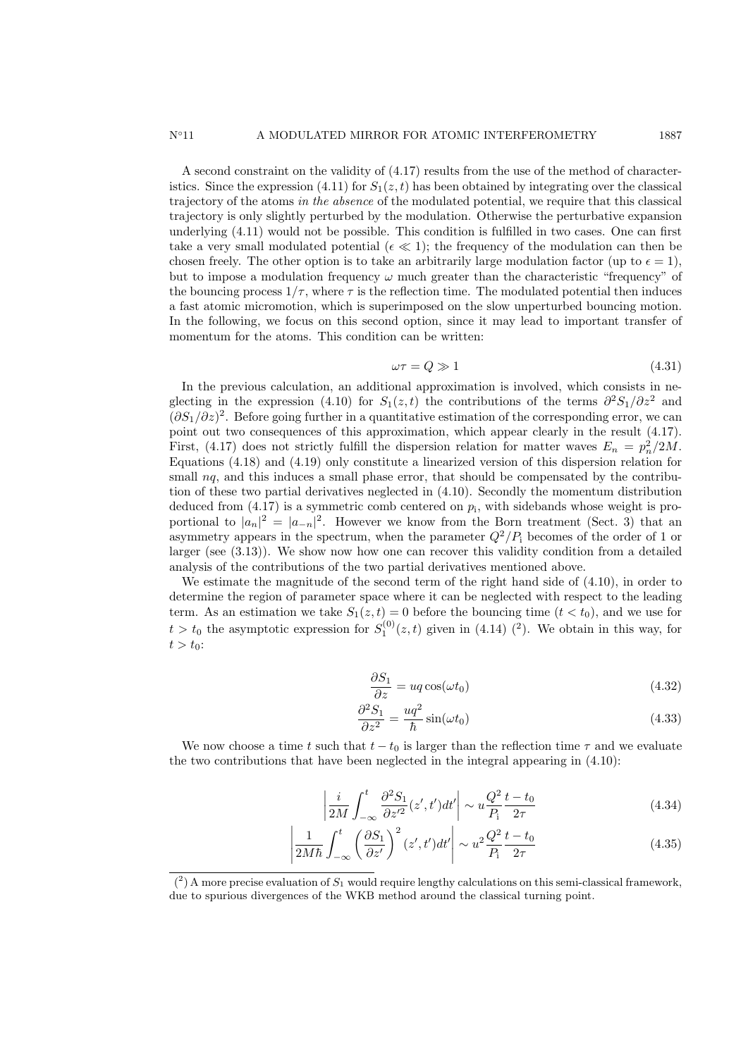A second constraint on the validity of (4.17) results from the use of the method of characteristics. Since the expression (4.11) for $S_1(z,t)$ has been obtained by integrating over the classical trajectory of the atoms *in the absence* of the modulated potential, we require that this classical trajectory is only slightly perturbed by the modulation. Otherwise the perturbative expansion underlying (4.11) would not be possible. This condition is fulfilled in two cases. One can first take a very small modulated potential ($\epsilon \ll 1$); the frequency of the modulation can then be chosen freely. The other option is to take an arbitrarily large modulation factor (up to $\epsilon = 1$), but to impose a modulation frequency $\omega$ much greater than the characteristic "frequency" of the bouncing process $1/\tau$, where $\tau$ is the reflection time. The modulated potential then induces a fast atomic micromotion, which is superimposed on the slow unperturbed bouncing motion. In the following, we focus on this second option, since it may lead to important transfer of momentum for the atoms. This condition can be written:

$$\omega\tau = Q \gg 1 \tag{4.31}$$

In the previous calculation, an additional approximation is involved, which consists in neglecting in the expression (4.10) for $S_1(z,t)$ the contributions of the terms $\partial^2 S_1/\partial z^2$ and $(\partial S_1/\partial z)^2$. Before going further in a quantitative estimation of the corresponding error, we can point out two consequences of this approximation, which appear clearly in the result (4.17). First, (4.17) does not strictly fulfill the dispersion relation for matter waves $E_n = p_n^2/2M$. Equations (4.18) and (4.19) only constitute a linearized version of this dispersion relation for small $nq$, and this induces a small phase error, that should be compensated by the contribution of these two partial derivatives neglected in (4.10). Secondly the momentum distribution deduced from (4.17) is a symmetric comb centered on $p_\mathrm{i}$, with sidebands whose weight is proportional to $|a_n|^2 = |a_{-n}|^2$. However we know from the Born treatment (Sect. 3) that an asymmetry appears in the spectrum, when the parameter $Q^2/P_\mathrm{i}$ becomes of the order of 1 or larger (see (3.13)). We show now how one can recover this validity condition from a detailed analysis of the contributions of the two partial derivatives mentioned above.

We estimate the magnitude of the second term of the right hand side of (4.10), in order to determine the region of parameter space where it can be neglected with respect to the leading term. As an estimation we take $S_1(z,t) = 0$ before the bouncing time ($t < t_0$), and we use for $t > t_0$ the asymptotic expression for $S_1^{(0)}(z,t)$ given in (4.14) ([2]). We obtain in this way, for $t > t_0$:

$$\frac{\partial S_1}{\partial z} = uq\cos(\omega t_0) \tag{4.32}$$

$$\frac{\partial^2 S_1}{\partial z^2} = \frac{uq^2}{\hbar}\sin(\omega t_0) \tag{4.33}$$

We now choose a time $t$ such that $t - t_0$ is larger than the reflection time $\tau$ and we evaluate the two contributions that have been neglected in the integral appearing in (4.10):

$$\left|\frac{i}{2M}\int_{-\infty}^{t}\frac{\partial^2 S_1}{\partial z'^2}(z',t')dt'\right| \sim u\frac{Q^2}{P_\mathrm{i}}\frac{t-t_0}{2\tau} \tag{4.34}$$

$$\left|\frac{1}{2M\hbar}\int_{-\infty}^{t}\left(\frac{\partial S_1}{\partial z'}\right)^2(z',t')dt'\right| \sim u^2\frac{Q^2}{P_\mathrm{i}}\frac{t-t_0}{2\tau} \tag{4.35}$$

---

([2]) A more precise evaluation of $S_1$ would require lengthy calculations on this semi-classical framework, due to spurious divergences of the WKB method around the classical turning point.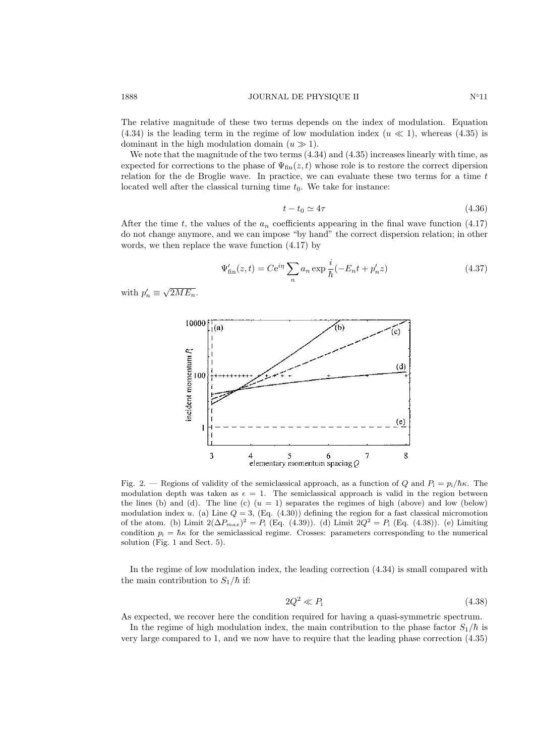The relative magnitude of these two terms depends on the index of modulation. Equation (4.34) is the leading term in the regime of low modulation index ($u \ll 1$), whereas (4.35) is dominant in the high modulation domain ($u \gg 1$).

We note that the magnitude of the two terms (4.34) and (4.35) increases linearly with time, as expected for corrections to the phase of $\Psi_{\text{fin}}(z,t)$ whose role is to restore the correct dipersion relation for the de Broglie wave. In practice, we can evaluate these two terms for a time $t$ located well after the classical turning time $t_0$. We take for instance:

$$t - t_0 \simeq 4\tau \tag{4.36}$$

After the time $t$, the values of the $a_n$ coefficients appearing in the final wave function (4.17) do not change anymore, and we can impose "by hand" the correct dispersion relation; in other words, we then replace the wave function (4.17) by

$$\Psi'_{\text{fin}}(z,t) = C e^{i\eta} \sum_n a_n \exp \frac{i}{\hbar}(-E_n t + p'_n z) \tag{4.37}$$

with $p'_n \equiv \sqrt{2ME_n}$.

Fig. 2. — Regions of validity of the semiclassical approach, as a function of $Q$ and $P_\text{i} = p_\text{i}/\hbar\kappa$. The modulation depth was taken as $\epsilon = 1$. The semiclassical approach is valid in the region between the lines (b) and (d). The line (c) ($u = 1$) separates the regimes of high (above) and low (below) modulation index $u$. (a) Line $Q = 3$, (Eq. (4.30)) defining the region for a fast classical micromotion of the atom. (b) Limit $2(\Delta P_{max})^2 = P_\text{i}$ (Eq. (4.39)). (d) Limit $2Q^2 = P_\text{i}$ (Eq. (4.38)). (e) Limiting condition $p_\text{i} = \hbar\kappa$ for the semiclassical regime. Crosses: parameters corresponding to the numerical solution (Fig. 1 and Sect. 5).

In the regime of low modulation index, the leading correction (4.34) is small compared with the main contribution to $S_1/\hbar$ if:

$$2Q^2 \ll P_\text{i} \tag{4.38}$$

As expected, we recover here the condition required for having a quasi-symmetric spectrum.

In the regime of high modulation index, the main contribution to the phase factor $S_1/\hbar$ is very large compared to 1, and we now have to require that the leading phase correction (4.35)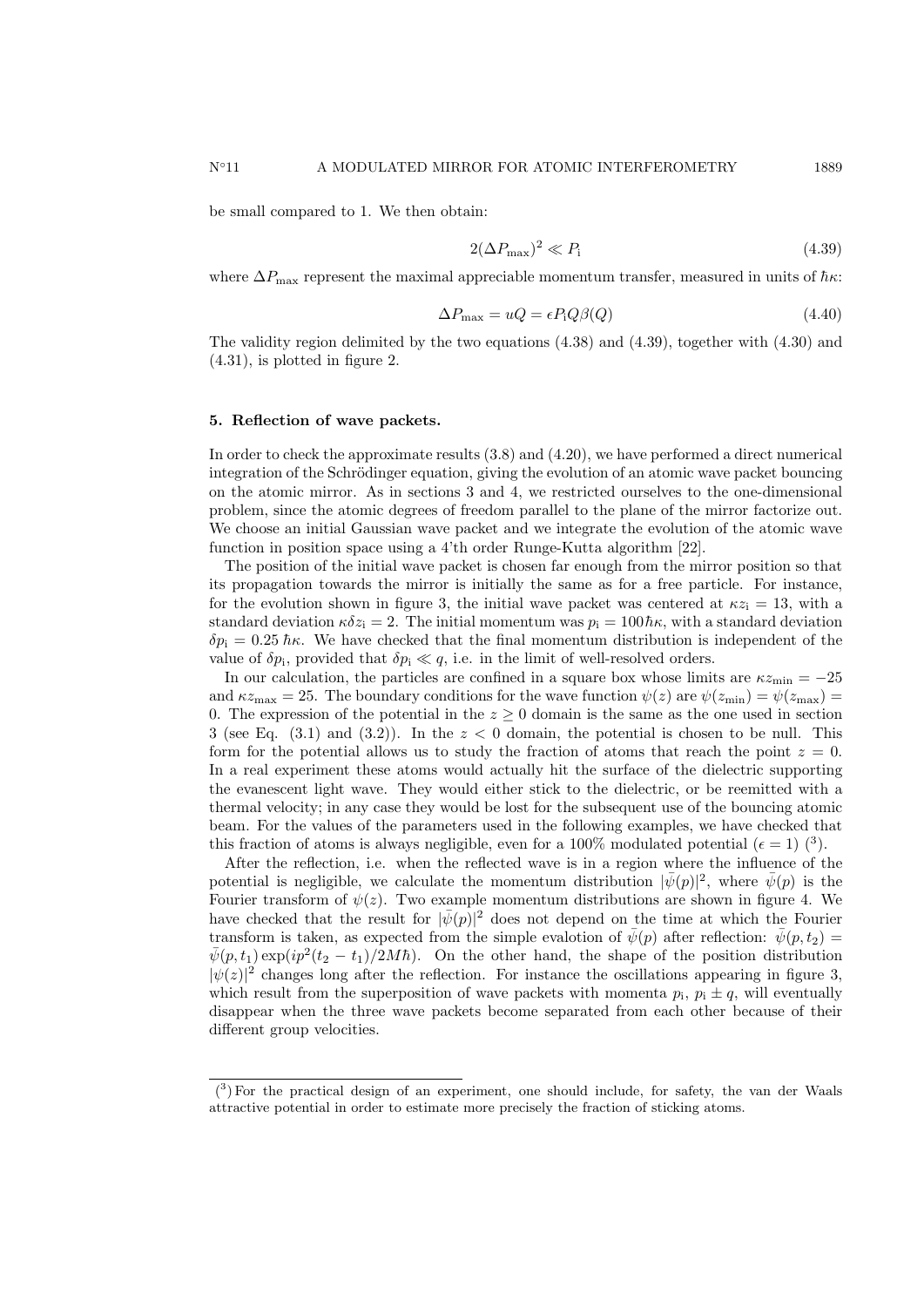be small compared to 1. We then obtain:

$$2(\Delta P_{\max})^2 \ll P_{\rm i} \tag{4.39}$$

where $\Delta P_{\max}$ represent the maximal appreciable momentum transfer, measured in units of $\hbar\kappa$:

$$\Delta P_{\max} = uQ = \epsilon P_{\rm i} Q \beta(Q) \tag{4.40}$$

The validity region delimited by the two equations (4.38) and (4.39), together with (4.30) and (4.31), is plotted in figure 2.

## 5. Reflection of wave packets.

In order to check the approximate results (3.8) and (4.20), we have performed a direct numerical integration of the Schrödinger equation, giving the evolution of an atomic wave packet bouncing on the atomic mirror. As in sections 3 and 4, we restricted ourselves to the one-dimensional problem, since the atomic degrees of freedom parallel to the plane of the mirror factorize out. We choose an initial Gaussian wave packet and we integrate the evolution of the atomic wave function in position space using a 4'th order Runge-Kutta algorithm [22].

The position of the initial wave packet is chosen far enough from the mirror position so that its propagation towards the mirror is initially the same as for a free particle. For instance, for the evolution shown in figure 3, the initial wave packet was centered at $\kappa z_{\rm i} = 13$, with a standard deviation $\kappa \delta z_{\rm i} = 2$. The initial momentum was $p_{\rm i} = 100\hbar\kappa$, with a standard deviation $\delta p_{\rm i} = 0.25\,\hbar\kappa$. We have checked that the final momentum distribution is independent of the value of $\delta p_{\rm i}$, provided that $\delta p_{\rm i} \ll q$, i.e. in the limit of well-resolved orders.

In our calculation, the particles are confined in a square box whose limits are $\kappa z_{\min} = -25$ and $\kappa z_{\max} = 25$. The boundary conditions for the wave function $\psi(z)$ are $\psi(z_{\min}) = \psi(z_{\max}) = 0$. The expression of the potential in the $z \geq 0$ domain is the same as the one used in section 3 (see Eq. (3.1) and (3.2)). In the $z < 0$ domain, the potential is chosen to be null. This form for the potential allows us to study the fraction of atoms that reach the point $z = 0$. In a real experiment these atoms would actually hit the surface of the dielectric supporting the evanescent light wave. They would either stick to the dielectric, or be reemitted with a thermal velocity; in any case they would be lost for the subsequent use of the bouncing atomic beam. For the values of the parameters used in the following examples, we have checked that this fraction of atoms is always negligible, even for a 100% modulated potential ($\epsilon = 1$) ([3]).

After the reflection, i.e. when the reflected wave is in a region where the influence of the potential is negligible, we calculate the momentum distribution $|\bar{\psi}(p)|^2$, where $\bar{\psi}(p)$ is the Fourier transform of $\psi(z)$. Two example momentum distributions are shown in figure 4. We have checked that the result for $|\bar{\psi}(p)|^2$ does not depend on the time at which the Fourier transform is taken, as expected from the simple evalotion of $\bar{\psi}(p)$ after reflection: $\bar{\psi}(p, t_2) = \bar{\psi}(p, t_1)\exp(ip^2(t_2 - t_1)/2M\hbar)$. On the other hand, the shape of the position distribution $|\psi(z)|^2$ changes long after the reflection. For instance the oscillations appearing in figure 3, which result from the superposition of wave packets with momenta $p_{\rm i}$, $p_{\rm i} \pm q$, will eventually disappear when the three wave packets become separated from each other because of their different group velocities.

---

([3]) For the practical design of an experiment, one should include, for safety, the van der Waals attractive potential in order to estimate more precisely the fraction of sticking atoms.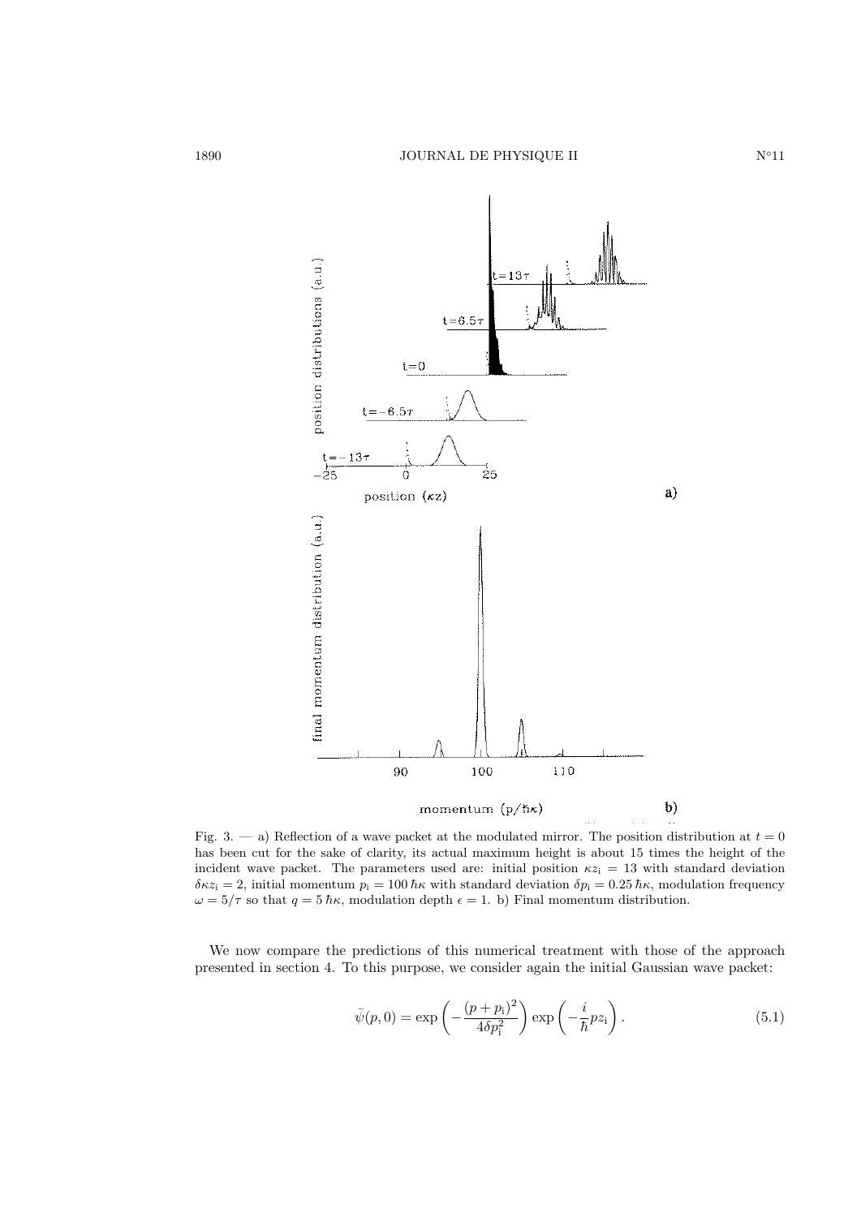Fig. 3. — a) Reflection of a wave packet at the modulated mirror. The position distribution at $t = 0$ has been cut for the sake of clarity, its actual maximum height is about 15 times the height of the incident wave packet. The parameters used are: initial position $\kappa z_\mathrm{i} = 13$ with standard deviation $\delta\kappa z_\mathrm{i} = 2$, initial momentum $p_\mathrm{i} = 100\,\hbar\kappa$ with standard deviation $\delta p_\mathrm{i} = 0.25\,\hbar\kappa$, modulation frequency $\omega = 5/\tau$ so that $q = 5\,\hbar\kappa$, modulation depth $\epsilon = 1$. b) Final momentum distribution.

We now compare the predictions of this numerical treatment with those of the approach presented in section 4. To this purpose, we consider again the initial Gaussian wave packet:

$$\bar{\psi}(p, 0) = \exp\left(-\frac{(p + p_\mathrm{i})^2}{4\delta p_\mathrm{i}^2}\right) \exp\left(-\frac{i}{\hbar} p z_\mathrm{i}\right). \tag{5.1}$$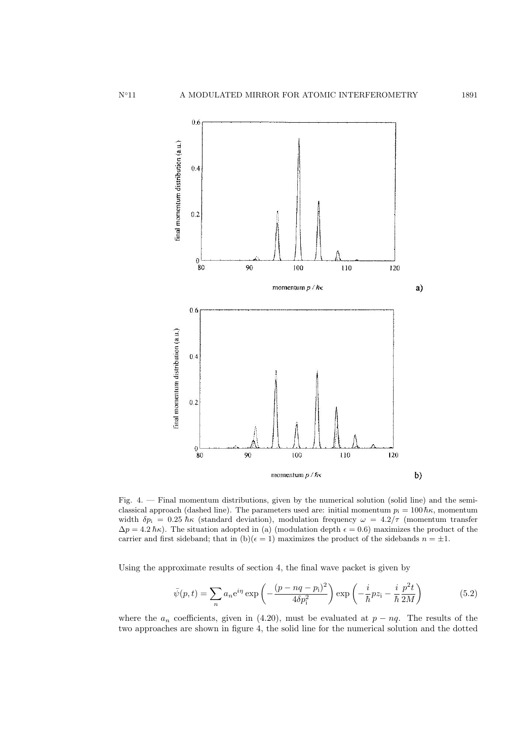Fig. 4. — Final momentum distributions, given by the numerical solution (solid line) and the semi-classical approach (dashed line). The parameters used are: initial momentum $p_\mathrm{i} = 100\,\hbar\kappa$, momentum width $\delta p_\mathrm{i} = 0.25\,\hbar\kappa$ (standard deviation), modulation frequency $\omega = 4.2/\tau$ (momentum transfer $\Delta p = 4.2\,\hbar\kappa$). The situation adopted in (a) (modulation depth $\epsilon = 0.6$) maximizes the product of the carrier and first sideband; that in (b)($\epsilon = 1$) maximizes the product of the sidebands $n = \pm 1$.

Using the approximate results of section 4, the final wave packet is given by

$$\bar{\psi}(p,t) = \sum_n a_n \mathrm{e}^{i\eta} \exp\left(-\frac{(p - nq - p_\mathrm{i})^2}{4\delta p_\mathrm{i}^2}\right) \exp\left(-\frac{i}{\hbar} p z_\mathrm{i} - \frac{i}{\hbar}\frac{p^2 t}{2M}\right) \tag{5.2}$$

where the $a_n$ coefficients, given in (4.20), must be evaluated at $p - nq$. The results of the two approaches are shown in figure 4, the solid line for the numerical solution and the dotted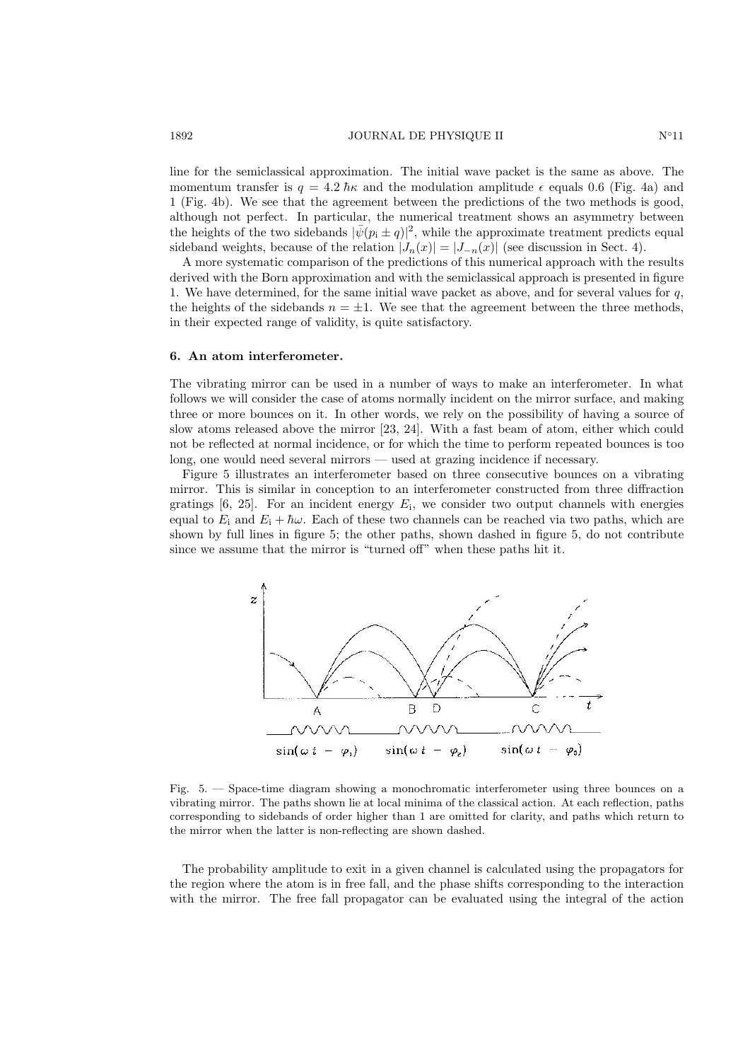line for the semiclassical approximation. The initial wave packet is the same as above. The momentum transfer is $q = 4.2\,\hbar\kappa$ and the modulation amplitude $\epsilon$ equals 0.6 (Fig. 4a) and 1 (Fig. 4b). We see that the agreement between the predictions of the two methods is good, although not perfect. In particular, the numerical treatment shows an asymmetry between the heights of the two sidebands $|\bar{\psi}(p_{\rm i} \pm q)|^2$, while the approximate treatment predicts equal sideband weights, because of the relation $|J_n(x)| = |J_{-n}(x)|$ (see discussion in Sect. 4).

A more systematic comparison of the predictions of this numerical approach with the results derived with the Born approximation and with the semiclassical approach is presented in figure 1. We have determined, for the same initial wave packet as above, and for several values for $q$, the heights of the sidebands $n = \pm 1$. We see that the agreement between the three methods, in their expected range of validity, is quite satisfactory.

## 6. An atom interferometer.

The vibrating mirror can be used in a number of ways to make an interferometer. In what follows we will consider the case of atoms normally incident on the mirror surface, and making three or more bounces on it. In other words, we rely on the possibility of having a source of slow atoms released above the mirror [23, 24]. With a fast beam of atom, either which could not be reflected at normal incidence, or for which the time to perform repeated bounces is too long, one would need several mirrors — used at grazing incidence if necessary.

Figure 5 illustrates an interferometer based on three consecutive bounces on a vibrating mirror. This is similar in conception to an interferometer constructed from three diffraction gratings [6, 25]. For an incident energy $E_{\rm i}$, we consider two output channels with energies equal to $E_{\rm i}$ and $E_{\rm i} + \hbar\omega$. Each of these two channels can be reached via two paths, which are shown by full lines in figure 5; the other paths, shown dashed in figure 5, do not contribute since we assume that the mirror is "turned off" when these paths hit it.

Fig. 5. — Space-time diagram showing a monochromatic interferometer using three bounces on a vibrating mirror. The paths shown lie at local minima of the classical action. At each reflection, paths corresponding to sidebands of order higher than 1 are omitted for clarity, and paths which return to the mirror when the latter is non-reflecting are shown dashed.

The probability amplitude to exit in a given channel is calculated using the propagators for the region where the atom is in free fall, and the phase shifts corresponding to the interaction with the mirror. The free fall propagator can be evaluated using the integral of the action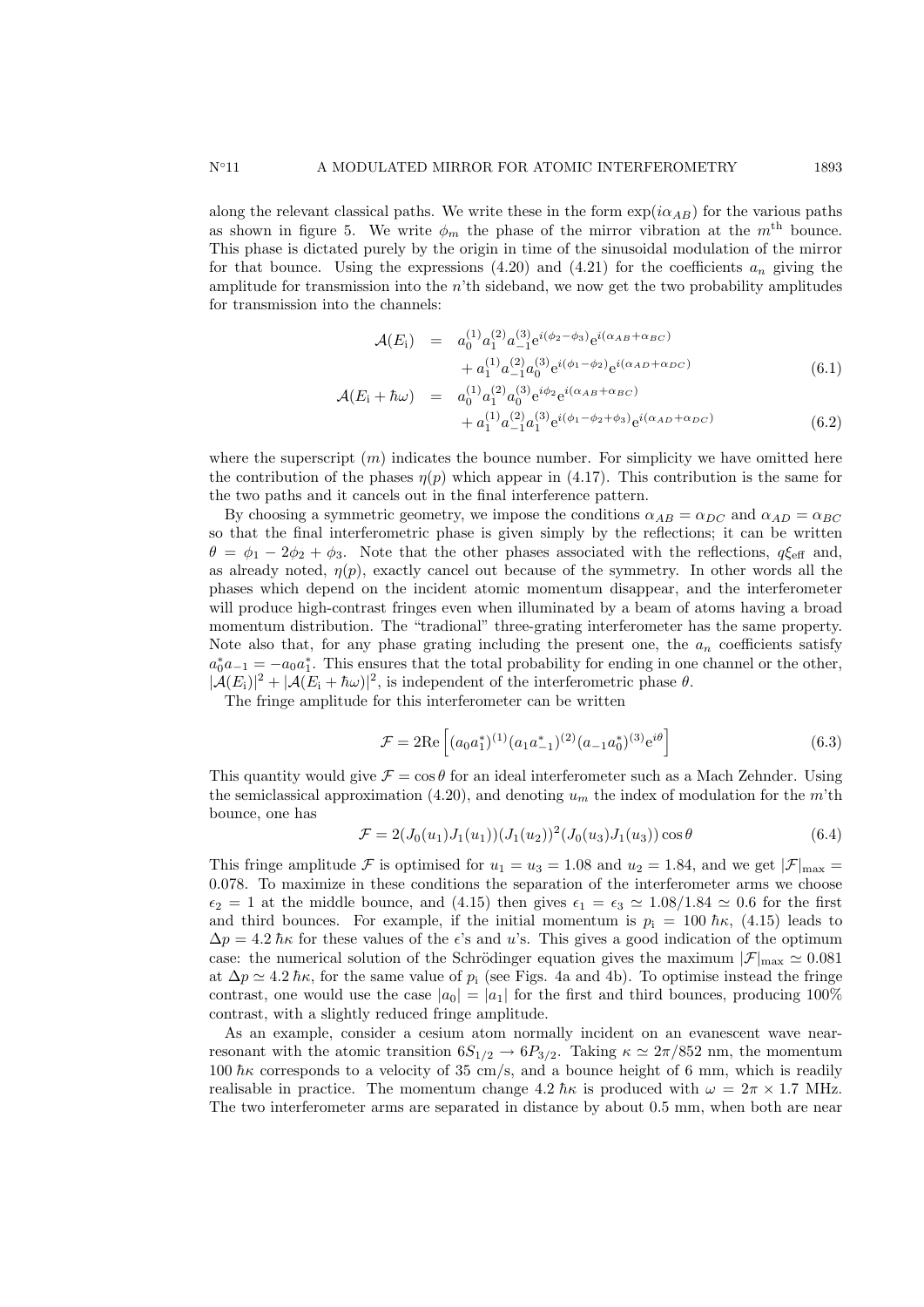along the relevant classical paths. We write these in the form $\exp(i\alpha_{AB})$ for the various paths as shown in figure 5. We write $\phi_m$ the phase of the mirror vibration at the $m^{\text{th}}$ bounce. This phase is dictated purely by the origin in time of the sinusoidal modulation of the mirror for that bounce. Using the expressions (4.20) and (4.21) for the coefficients $a_n$ giving the amplitude for transmission into the $n$'th sideband, we now get the two probability amplitudes for transmission into the channels:

$$
\begin{aligned}
\mathcal{A}(E_{\rm i}) &= a_0^{(1)} a_1^{(2)} a_{-1}^{(3)} \mathrm{e}^{i(\phi_2-\phi_3)} \mathrm{e}^{i(\alpha_{AB}+\alpha_{BC})} \\
&\quad + a_1^{(1)} a_{-1}^{(2)} a_0^{(3)} \mathrm{e}^{i(\phi_1-\phi_2)} \mathrm{e}^{i(\alpha_{AD}+\alpha_{DC})} \qquad (6.1)\\
\mathcal{A}(E_{\rm i}+\hbar\omega) &= a_0^{(1)} a_1^{(2)} a_0^{(3)} \mathrm{e}^{i\phi_2} \mathrm{e}^{i(\alpha_{AB}+\alpha_{BC})} \\
&\quad + a_1^{(1)} a_{-1}^{(2)} a_1^{(3)} \mathrm{e}^{i(\phi_1-\phi_2+\phi_3)} \mathrm{e}^{i(\alpha_{AD}+\alpha_{DC})} \qquad (6.2)
\end{aligned}
$$

where the superscript $(m)$ indicates the bounce number. For simplicity we have omitted here the contribution of the phases $\eta(p)$ which appear in (4.17). This contribution is the same for the two paths and it cancels out in the final interference pattern.

By choosing a symmetric geometry, we impose the conditions $\alpha_{AB} = \alpha_{DC}$ and $\alpha_{AD} = \alpha_{BC}$ so that the final interferometric phase is given simply by the reflections; it can be written $\theta = \phi_1 - 2\phi_2 + \phi_3$. Note that the other phases associated with the reflections, $q\xi_{\rm eff}$ and, as already noted, $\eta(p)$, exactly cancel out because of the symmetry. In other words all the phases which depend on the incident atomic momentum disappear, and the interferometer will produce high-contrast fringes even when illuminated by a beam of atoms having a broad momentum distribution. The "tradional" three-grating interferometer has the same property. Note also that, for any phase grating including the present one, the $a_n$ coefficients satisfy $a_0^* a_{-1} = -a_0 a_1^*$. This ensures that the total probability for ending in one channel or the other, $|\mathcal{A}(E_{\rm i})|^2 + |\mathcal{A}(E_{\rm i}+\hbar\omega)|^2$, is independent of the interferometric phase $\theta$.

The fringe amplitude for this interferometer can be written

$$
\mathcal{F} = 2\mathrm{Re}\left[ (a_0 a_1^*)^{(1)} (a_1 a_{-1}^*)^{(2)} (a_{-1} a_0^*)^{(3)} \mathrm{e}^{i\theta} \right] \qquad (6.3)
$$

This quantity would give $\mathcal{F} = \cos\theta$ for an ideal interferometer such as a Mach Zehnder. Using the semiclassical approximation (4.20), and denoting $u_m$ the index of modulation for the $m$'th bounce, one has

$$
\mathcal{F} = 2(J_0(u_1)J_1(u_1))(J_1(u_2))^2(J_0(u_3)J_1(u_3))\cos\theta \qquad (6.4)
$$

This fringe amplitude $\mathcal{F}$ is optimised for $u_1 = u_3 = 1.08$ and $u_2 = 1.84$, and we get $|\mathcal{F}|_{\max} = 0.078$. To maximize in these conditions the separation of the interferometer arms we choose $\epsilon_2 = 1$ at the middle bounce, and (4.15) then gives $\epsilon_1 = \epsilon_3 \simeq 1.08/1.84 \simeq 0.6$ for the first and third bounces. For example, if the initial momentum is $p_{\rm i} = 100\,\hbar\kappa$, (4.15) leads to $\Delta p = 4.2\,\hbar\kappa$ for these values of the $\epsilon$'s and $u$'s. This gives a good indication of the optimum case: the numerical solution of the Schrödinger equation gives the maximum $|\mathcal{F}|_{\max} \simeq 0.081$ at $\Delta p \simeq 4.2\,\hbar\kappa$, for the same value of $p_{\rm i}$ (see Figs. 4a and 4b). To optimise instead the fringe contrast, one would use the case $|a_0| = |a_1|$ for the first and third bounces, producing 100% contrast, with a slightly reduced fringe amplitude.

As an example, consider a cesium atom normally incident on an evanescent wave near-resonant with the atomic transition $6S_{1/2} \rightarrow 6P_{3/2}$. Taking $\kappa \simeq 2\pi/852$ nm, the momentum $100\,\hbar\kappa$ corresponds to a velocity of 35 cm/s, and a bounce height of 6 mm, which is readily realisable in practice. The momentum change $4.2\,\hbar\kappa$ is produced with $\omega = 2\pi \times 1.7$ MHz. The two interferometer arms are separated in distance by about 0.5 mm, when both are near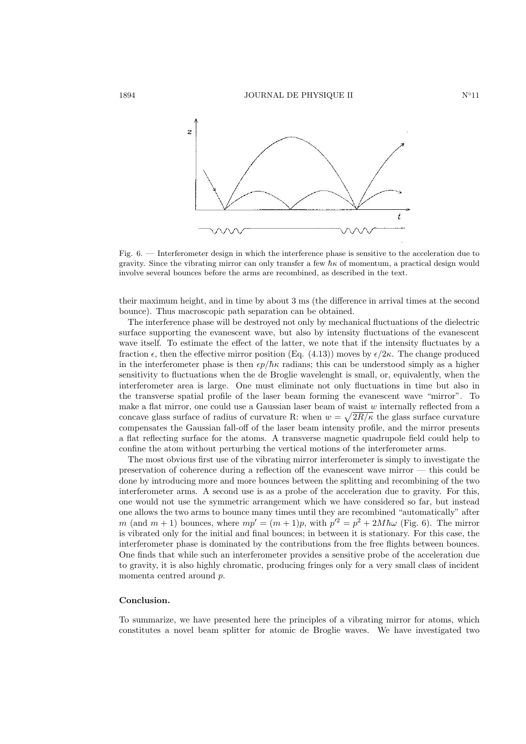Fig. 6. — Interferometer design in which the interference phase is sensitive to the acceleration due to gravity. Since the vibrating mirror can only transfer a few $\hbar\kappa$ of momentum, a practical design would involve several bounces before the arms are recombined, as described in the text.

their maximum height, and in time by about 3 ms (the difference in arrival times at the second bounce). Thus macroscopic path separation can be obtained.

The interference phase will be destroyed not only by mechanical fluctuations of the dielectric surface supporting the evanescent wave, but also by intensity fluctuations of the evanescent wave itself. To estimate the effect of the latter, we note that if the intensity fluctuates by a fraction $\epsilon$, then the effective mirror position (Eq. (4.13)) moves by $\epsilon/2\kappa$. The change produced in the interferometer phase is then $\epsilon p/\hbar\kappa$ radians; this can be understood simply as a higher sensitivity to fluctuations when the de Broglie wavelenght is small, or, equivalently, when the interferometer area is large. One must eliminate not only fluctuations in time but also in the transverse spatial profile of the laser beam forming the evanescent wave "mirror". To make a flat mirror, one could use a Gaussian laser beam of waist $w$ internally reflected from a concave glass surface of radius of curvature R: when $w = \sqrt{2R/\kappa}$ the glass surface curvature compensates the Gaussian fall-off of the laser beam intensity profile, and the mirror presents a flat reflecting surface for the atoms. A transverse magnetic quadrupole field could help to confine the atom without perturbing the vertical motions of the interferometer arms.

The most obvious first use of the vibrating mirror interferometer is simply to investigate the preservation of coherence during a reflection off the evanescent wave mirror — this could be done by introducing more and more bounces between the splitting and recombining of the two interferometer arms. A second use is as a probe of the acceleration due to gravity. For this, one would not use the symmetric arrangement which we have considered so far, but instead one allows the two arms to bounce many times until they are recombined "automatically" after $m$ (and $m+1$) bounces, where $mp' = (m+1)p$, with $p'^2 = p^2 + 2M\hbar\omega$ (Fig. 6). The mirror is vibrated only for the initial and final bounces; in between it is stationary. For this case, the interferometer phase is dominated by the contributions from the free flights between bounces. One finds that while such an interferometer provides a sensitive probe of the acceleration due to gravity, it is also highly chromatic, producing fringes only for a very small class of incident momenta centred around $p$.

## Conclusion.

To summarize, we have presented here the principles of a vibrating mirror for atoms, which constitutes a novel beam splitter for atomic de Broglie waves. We have investigated two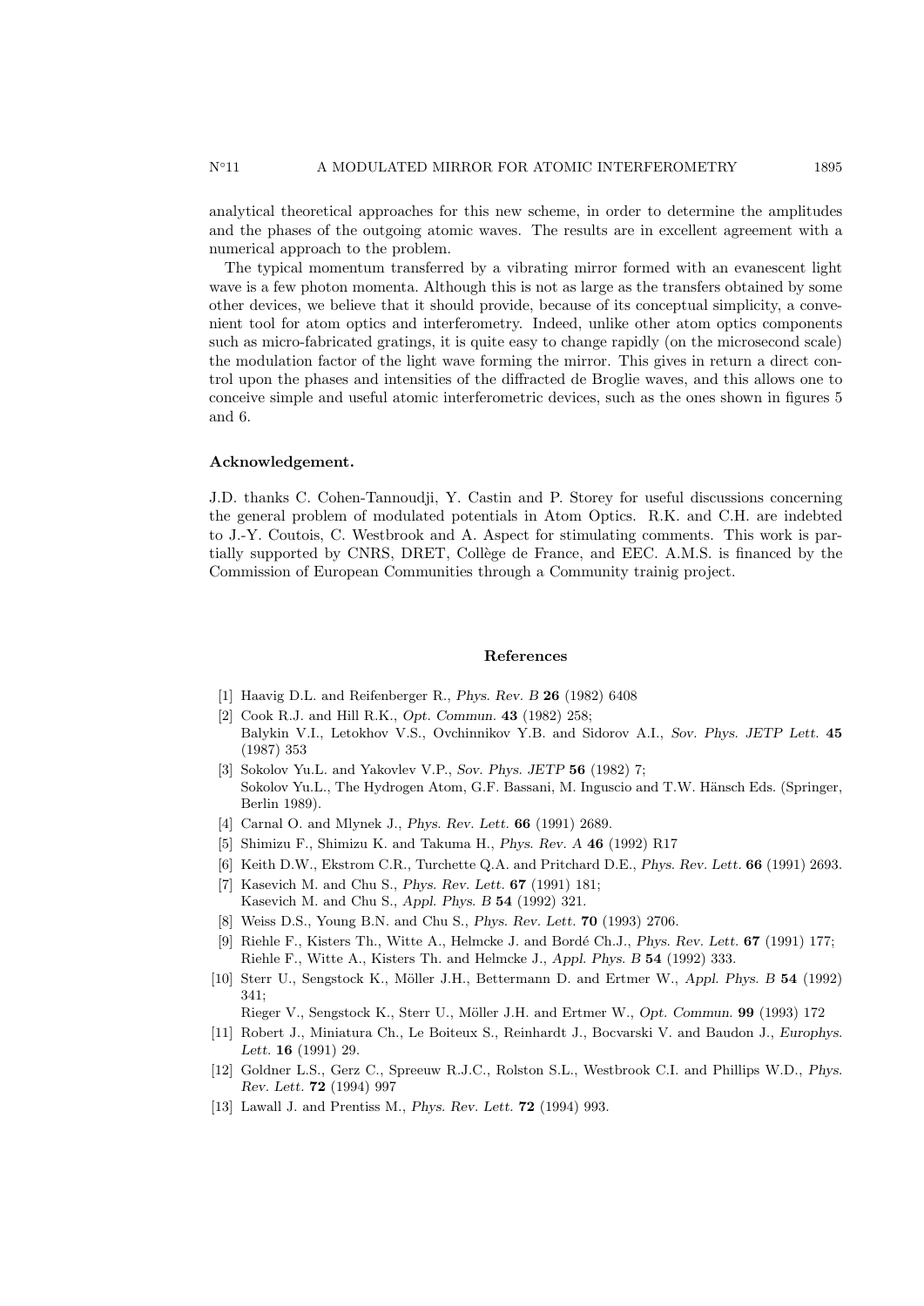analytical theoretical approaches for this new scheme, in order to determine the amplitudes and the phases of the outgoing atomic waves. The results are in excellent agreement with a numerical approach to the problem.

The typical momentum transferred by a vibrating mirror formed with an evanescent light wave is a few photon momenta. Although this is not as large as the transfers obtained by some other devices, we believe that it should provide, because of its conceptual simplicity, a convenient tool for atom optics and interferometry. Indeed, unlike other atom optics components such as micro-fabricated gratings, it is quite easy to change rapidly (on the microsecond scale) the modulation factor of the light wave forming the mirror. This gives in return a direct control upon the phases and intensities of the diffracted de Broglie waves, and this allows one to conceive simple and useful atomic interferometric devices, such as the ones shown in figures 5 and 6.

**Acknowledgement.**

J.D. thanks C. Cohen-Tannoudji, Y. Castin and P. Storey for useful discussions concerning the general problem of modulated potentials in Atom Optics. R.K. and C.H. are indebted to J.-Y. Coutois, C. Westbrook and A. Aspect for stimulating comments. This work is partially supported by CNRS, DRET, Collège de France, and EEC. A.M.S. is financed by the Commission of European Communities through a Community trainig project.

## References

[1] Haavig D.L. and Reifenberger R., *Phys. Rev. B* **26** (1982) 6408

[2] Cook R.J. and Hill R.K., *Opt. Commun.* **43** (1982) 258;
Balykin V.I., Letokhov V.S., Ovchinnikov Y.B. and Sidorov A.I., *Sov. Phys. JETP Lett.* **45** (1987) 353

[3] Sokolov Yu.L. and Yakovlev V.P., *Sov. Phys. JETP* **56** (1982) 7;
Sokolov Yu.L., The Hydrogen Atom, G.F. Bassani, M. Inguscio and T.W. Hänsch Eds. (Springer, Berlin 1989).

[4] Carnal O. and Mlynek J., *Phys. Rev. Lett.* **66** (1991) 2689.

[5] Shimizu F., Shimizu K. and Takuma H., *Phys. Rev. A* **46** (1992) R17

[6] Keith D.W., Ekstrom C.R., Turchette Q.A. and Pritchard D.E., *Phys. Rev. Lett.* **66** (1991) 2693.

[7] Kasevich M. and Chu S., *Phys. Rev. Lett.* **67** (1991) 181;
Kasevich M. and Chu S., *Appl. Phys. B* **54** (1992) 321.

[8] Weiss D.S., Young B.N. and Chu S., *Phys. Rev. Lett.* **70** (1993) 2706.

[9] Riehle F., Kisters Th., Witte A., Helmcke J. and Bordé Ch.J., *Phys. Rev. Lett.* **67** (1991) 177;
Riehle F., Witte A., Kisters Th. and Helmcke J., *Appl. Phys. B* **54** (1992) 333.

[10] Sterr U., Sengstock K., Möller J.H., Bettermann D. and Ertmer W., *Appl. Phys. B* **54** (1992) 341;
Rieger V., Sengstock K., Sterr U., Möller J.H. and Ertmer W., *Opt. Commun.* **99** (1993) 172

[11] Robert J., Miniatura Ch., Le Boiteux S., Reinhardt J., Bocvarski V. and Baudon J., *Europhys. Lett.* **16** (1991) 29.

[12] Goldner L.S., Gerz C., Spreeuw R.J.C., Rolston S.L., Westbrook C.I. and Phillips W.D., *Phys. Rev. Lett.* **72** (1994) 997

[13] Lawall J. and Prentiss M., *Phys. Rev. Lett.* **72** (1994) 993.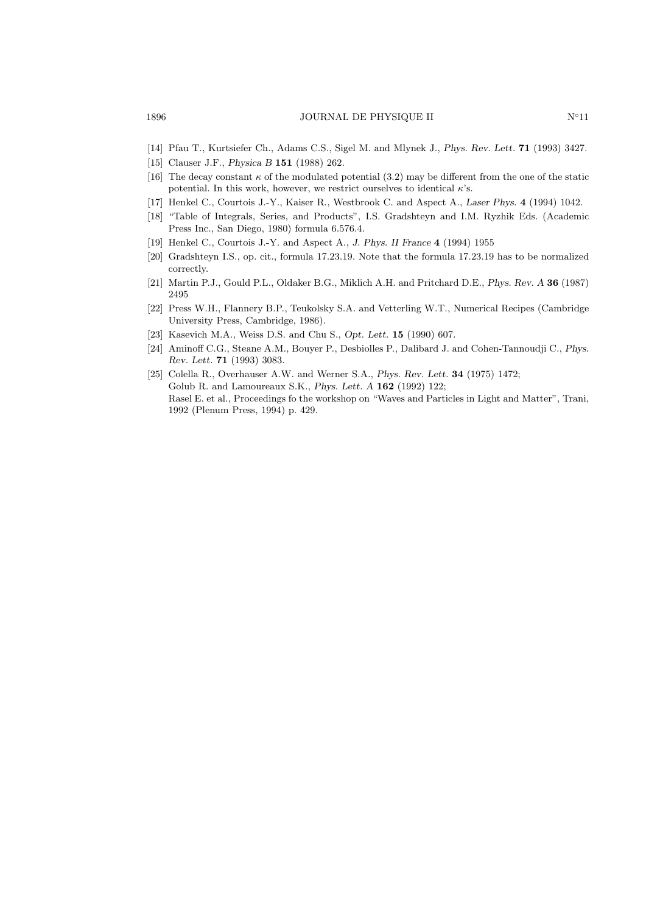[14] Pfau T., Kurtsiefer Ch., Adams C.S., Sigel M. and Mlynek J., *Phys. Rev. Lett.* **71** (1993) 3427.

[15] Clauser J.F., *Physica B* **151** (1988) 262.

[16] The decay constant $\kappa$ of the modulated potential (3.2) may be different from the one of the static potential. In this work, however, we restrict ourselves to identical $\kappa$'s.

[17] Henkel C., Courtois J.-Y., Kaiser R., Westbrook C. and Aspect A., *Laser Phys.* **4** (1994) 1042.

[18] "Table of Integrals, Series, and Products", I.S. Gradshteyn and I.M. Ryzhik Eds. (Academic Press Inc., San Diego, 1980) formula 6.576.4.

[19] Henkel C., Courtois J.-Y. and Aspect A., *J. Phys. II France* **4** (1994) 1955

[20] Gradshteyn I.S., op. cit., formula 17.23.19. Note that the formula 17.23.19 has to be normalized correctly.

[21] Martin P.J., Gould P.L., Oldaker B.G., Miklich A.H. and Pritchard D.E., *Phys. Rev. A* **36** (1987) 2495

[22] Press W.H., Flannery B.P., Teukolsky S.A. and Vetterling W.T., Numerical Recipes (Cambridge University Press, Cambridge, 1986).

[23] Kasevich M.A., Weiss D.S. and Chu S., *Opt. Lett.* **15** (1990) 607.

[24] Aminoff C.G., Steane A.M., Bouyer P., Desbiolles P., Dalibard J. and Cohen-Tannoudji C., *Phys. Rev. Lett.* **71** (1993) 3083.

[25] Colella R., Overhauser A.W. and Werner S.A., *Phys. Rev. Lett.* **34** (1975) 1472;
Golub R. and Lamoureaux S.K., *Phys. Lett. A* **162** (1992) 122;
Rasel E. et al., Proceedings fo the workshop on "Waves and Particles in Light and Matter", Trani, 1992 (Plenum Press, 1994) p. 429.